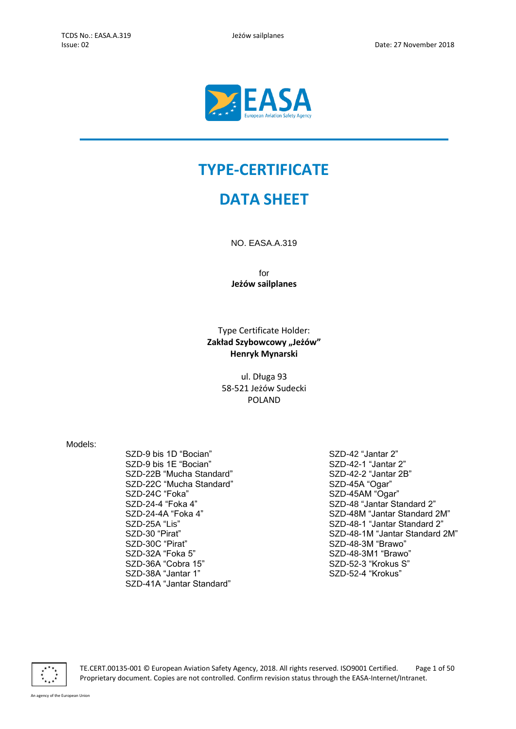# TYPE-CERTIFICATE

# DATA SHEET

NO. EASA.A.319

for
**Jeżów sailplanes**

Type Certificate Holder:
**Zakład Szybowcowy „Jeżów"**
**Henryk Mynarski**

ul. Długa 93
58-521 Jeżów Sudecki
POLAND

Models:

- SZD-9 bis 1D "Bocian"
- SZD-9 bis 1E "Bocian"
- SZD-22B "Mucha Standard"
- SZD-22C "Mucha Standard"
- SZD-24C "Foka"
- SZD-24-4 "Foka 4"
- SZD-24-4A "Foka 4"
- SZD-25A "Lis"
- SZD-30 "Pirat"
- SZD-30C "Pirat"
- SZD-32A "Foka 5"
- SZD-36A "Cobra 15"
- SZD-38A "Jantar 1"
- SZD-41A "Jantar Standard"
- SZD-42 "Jantar 2"
- SZD-42-1 "Jantar 2"
- SZD-42-2 "Jantar 2B"
- SZD-45A "Ogar"
- SZD-45AM "Ogar"
- SZD-48 "Jantar Standard 2"
- SZD-48M "Jantar Standard 2M"
- SZD-48-1 "Jantar Standard 2"
- SZD-48-1M "Jantar Standard 2M"
- SZD-48-3M "Brawo"
- SZD-48-3M1 "Brawo"
- SZD-52-3 "Krokus S"
- SZD-52-4 "Krokus"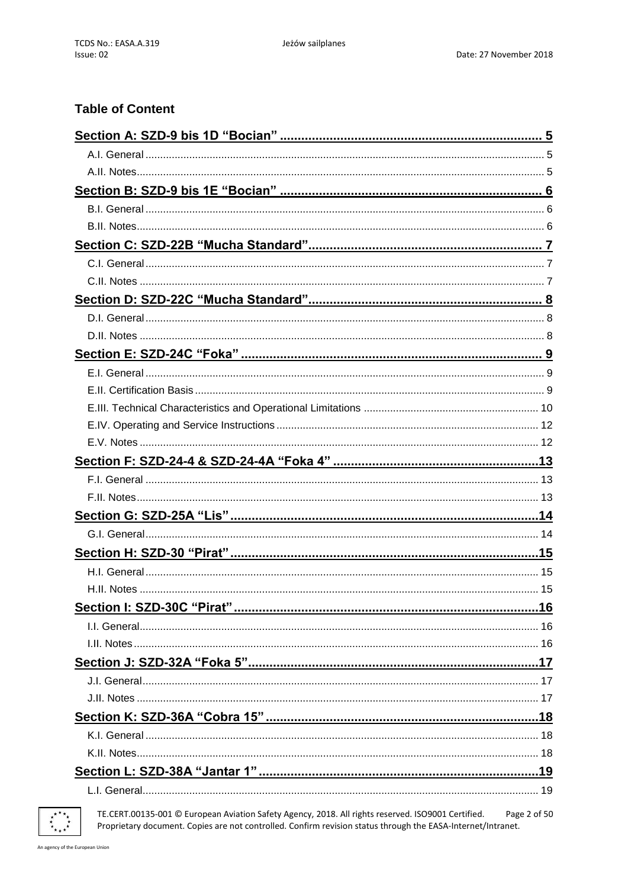## Table of Content

**Section A: SZD-9 bis 1D "Bocian" ........................................................................ 5**

A.I. General ........................................................................................................................ 5

A.II. Notes .......................................................................................................................... 5

**Section B: SZD-9 bis 1E "Bocian" ........................................................................ 6**

B.I. General ........................................................................................................................ 6

B.II. Notes .......................................................................................................................... 6

**Section C: SZD-22B "Mucha Standard" ................................................................. 7**

C.I. General ........................................................................................................................ 7

C.II. Notes .......................................................................................................................... 7

**Section D: SZD-22C "Mucha Standard" ................................................................. 8**

D.I. General ........................................................................................................................ 8

D.II. Notes .......................................................................................................................... 8

**Section E: SZD-24C "Foka" ..................................................................................... 9**

E.I. General ........................................................................................................................ 9

E.II. Certification Basis ...................................................................................................... 9

E.III. Technical Characteristics and Operational Limitations ............................................ 10

E.IV. Operating and Service Instructions ......................................................................... 12

E.V. Notes ........................................................................................................................ 12

**Section F: SZD-24-4 & SZD-24-4A "Foka 4" .......................................................... 13**

F.I. General ...................................................................................................................... 13

F.II. Notes ........................................................................................................................ 13

**Section G: SZD-25A "Lis" ....................................................................................... 14**

G.I. General ..................................................................................................................... 14

**Section H: SZD-30 "Pirat" ....................................................................................... 15**

H.I. General ..................................................................................................................... 15

H.II. Notes ........................................................................................................................ 15

**Section I: SZD-30C "Pirat" ...................................................................................... 16**

I.I. General ........................................................................................................................ 16

I.II. Notes .......................................................................................................................... 16

**Section J: SZD-32A "Foka 5" .................................................................................. 17**

J.I. General ....................................................................................................................... 17

J.II. Notes ......................................................................................................................... 17

**Section K: SZD-36A "Cobra 15" ............................................................................. 18**

K.I. General ..................................................................................................................... 18

K.II. Notes ........................................................................................................................ 18

**Section L: SZD-38A "Jantar 1" ............................................................................... 19**

L.I. General ...................................................................................................................... 19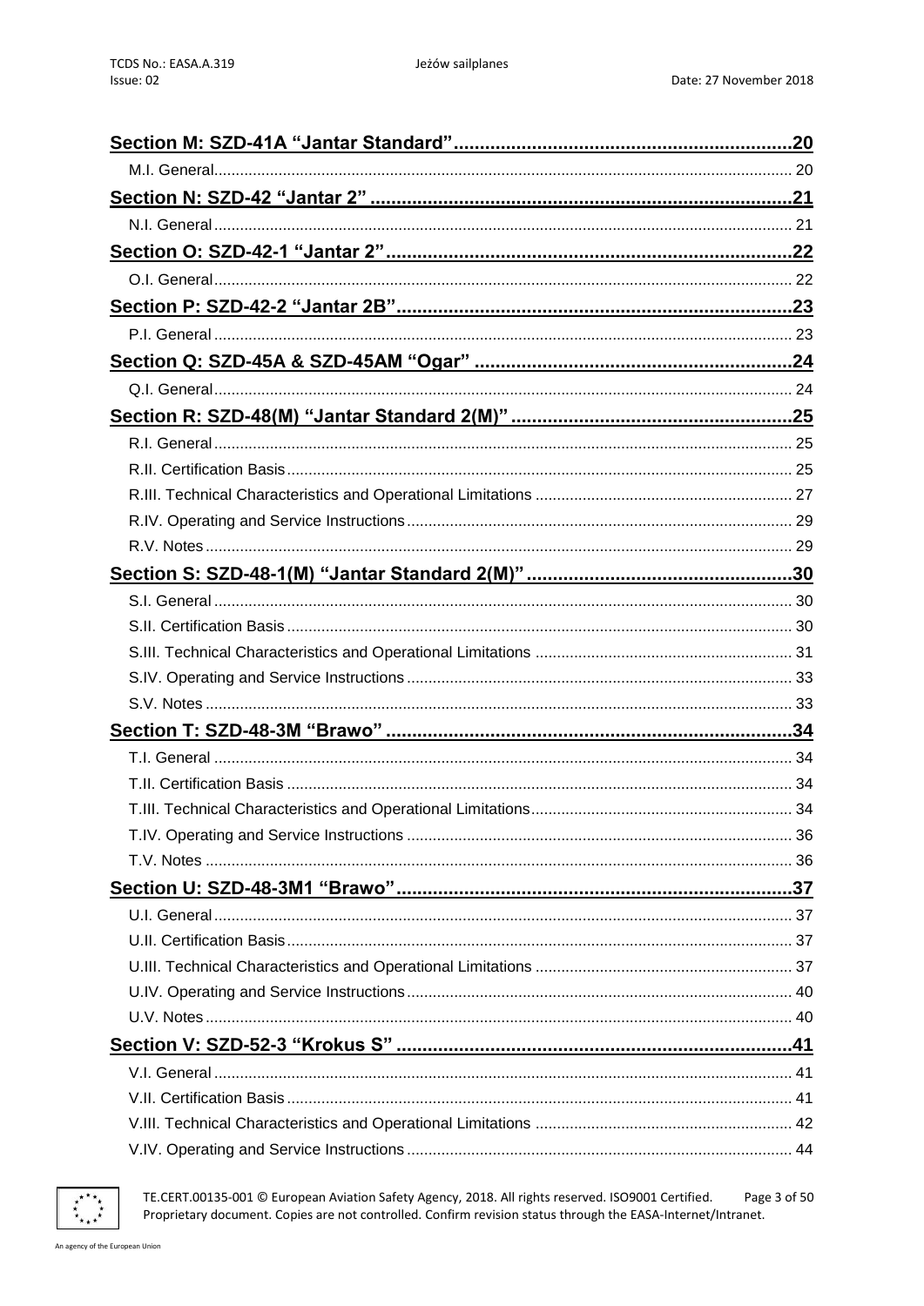[Section M: SZD-41A "Jantar Standard" ... 20](#)

- M.I. General ... 20

[Section N: SZD-42 "Jantar 2" ... 21](#)

- N.I. General ... 21

[Section O: SZD-42-1 "Jantar 2" ... 22](#)

- O.I. General ... 22

[Section P: SZD-42-2 "Jantar 2B" ... 23](#)

- P.I. General ... 23

[Section Q: SZD-45A & SZD-45AM "Ogar" ... 24](#)

- Q.I. General ... 24

[Section R: SZD-48(M) "Jantar Standard 2(M)" ... 25](#)

- R.I. General ... 25
- R.II. Certification Basis ... 25
- R.III. Technical Characteristics and Operational Limitations ... 27
- R.IV. Operating and Service Instructions ... 29
- R.V. Notes ... 29

[Section S: SZD-48-1(M) "Jantar Standard 2(M)" ... 30](#)

- S.I. General ... 30
- S.II. Certification Basis ... 30
- S.III. Technical Characteristics and Operational Limitations ... 31
- S.IV. Operating and Service Instructions ... 33
- S.V. Notes ... 33

[Section T: SZD-48-3M "Brawo" ... 34](#)

- T.I. General ... 34
- T.II. Certification Basis ... 34
- T.III. Technical Characteristics and Operational Limitations ... 34
- T.IV. Operating and Service Instructions ... 36
- T.V. Notes ... 36

[Section U: SZD-48-3M1 "Brawo" ... 37](#)

- U.I. General ... 37
- U.II. Certification Basis ... 37
- U.III. Technical Characteristics and Operational Limitations ... 37
- U.IV. Operating and Service Instructions ... 40
- U.V. Notes ... 40

[Section V: SZD-52-3 "Krokus S" ... 41](#)

- V.I. General ... 41
- V.II. Certification Basis ... 41
- V.III. Technical Characteristics and Operational Limitations ... 42
- V.IV. Operating and Service Instructions ... 44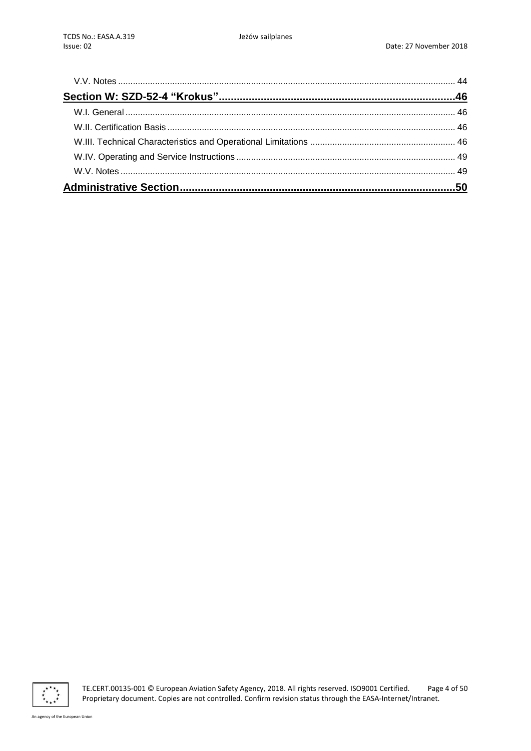V.V. Notes ........................................................................................................................................ 44

**Section W: SZD-52-4 "Krokus"...............................................................................46**

W.I. General ..................................................................................................................................... 46

W.II. Certification Basis .................................................................................................................... 46

W.III. Technical Characteristics and Operational Limitations ........................................................... 46

W.IV. Operating and Service Instructions ......................................................................................... 49

W.V. Notes ....................................................................................................................................... 49

**Administrative Section...........................................................................................50**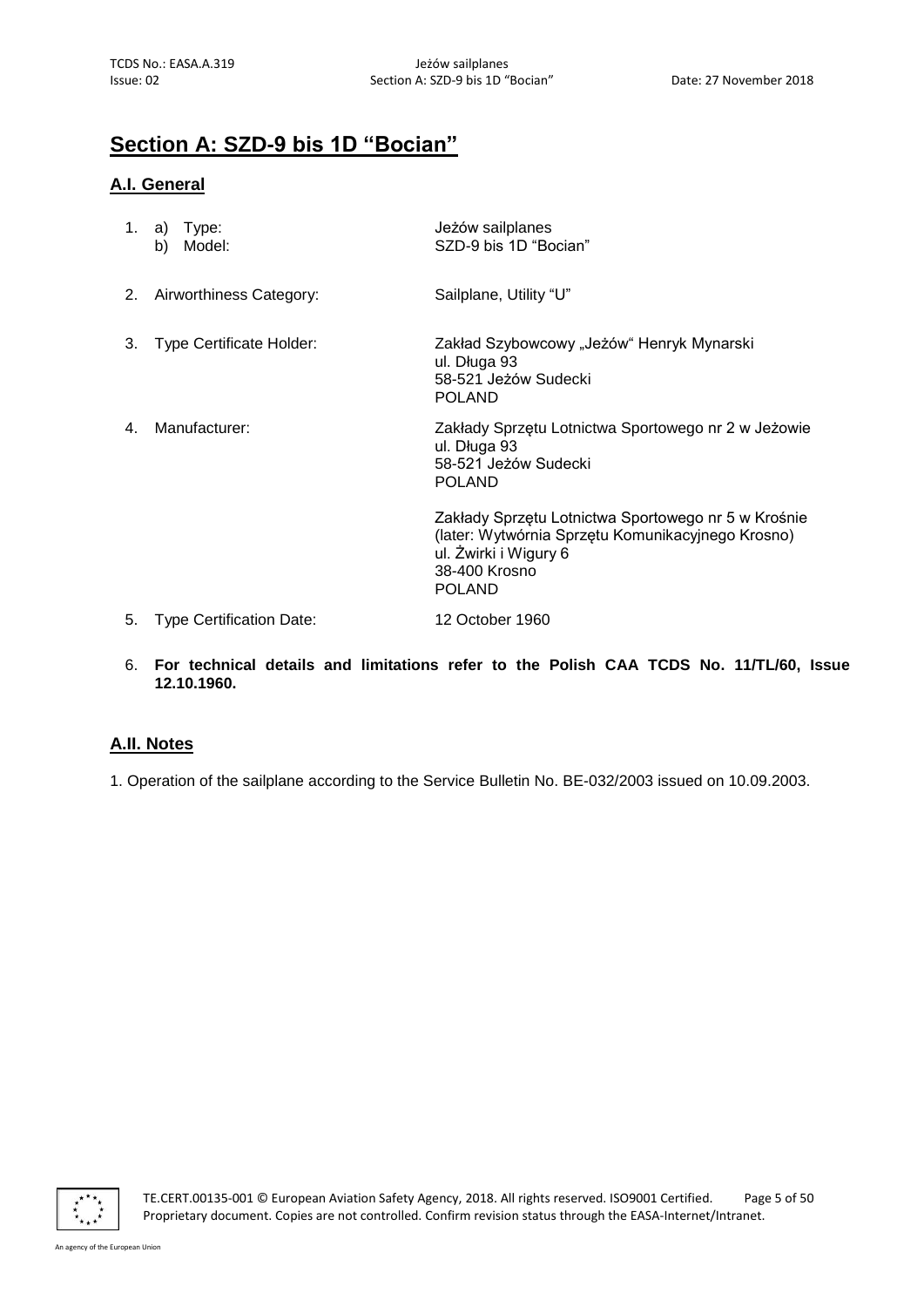## Section A: SZD-9 bis 1D "Bocian"

### A.I. General

1. a) Type: Jeżów sailplanes
   b) Model: SZD-9 bis 1D "Bocian"

2. Airworthiness Category: Sailplane, Utility "U"

3. Type Certificate Holder: Zakład Szybowcowy „Jeżów" Henryk Mynarski
   ul. Długa 93
   58-521 Jeżów Sudecki
   POLAND

4. Manufacturer: Zakłady Sprzętu Lotnictwa Sportowego nr 2 w Jeżowie
   ul. Długa 93
   58-521 Jeżów Sudecki
   POLAND

   Zakłady Sprzętu Lotnictwa Sportowego nr 5 w Krośnie
   (later: Wytwórnia Sprzętu Komunikacyjnego Krosno)
   ul. Żwirki i Wigury 6
   38-400 Krosno
   POLAND

5. Type Certification Date: 12 October 1960

6. **For technical details and limitations refer to the Polish CAA TCDS No. 11/TL/60, Issue 12.10.1960.**

### A.II. Notes

1. Operation of the sailplane according to the Service Bulletin No. BE-032/2003 issued on 10.09.2003.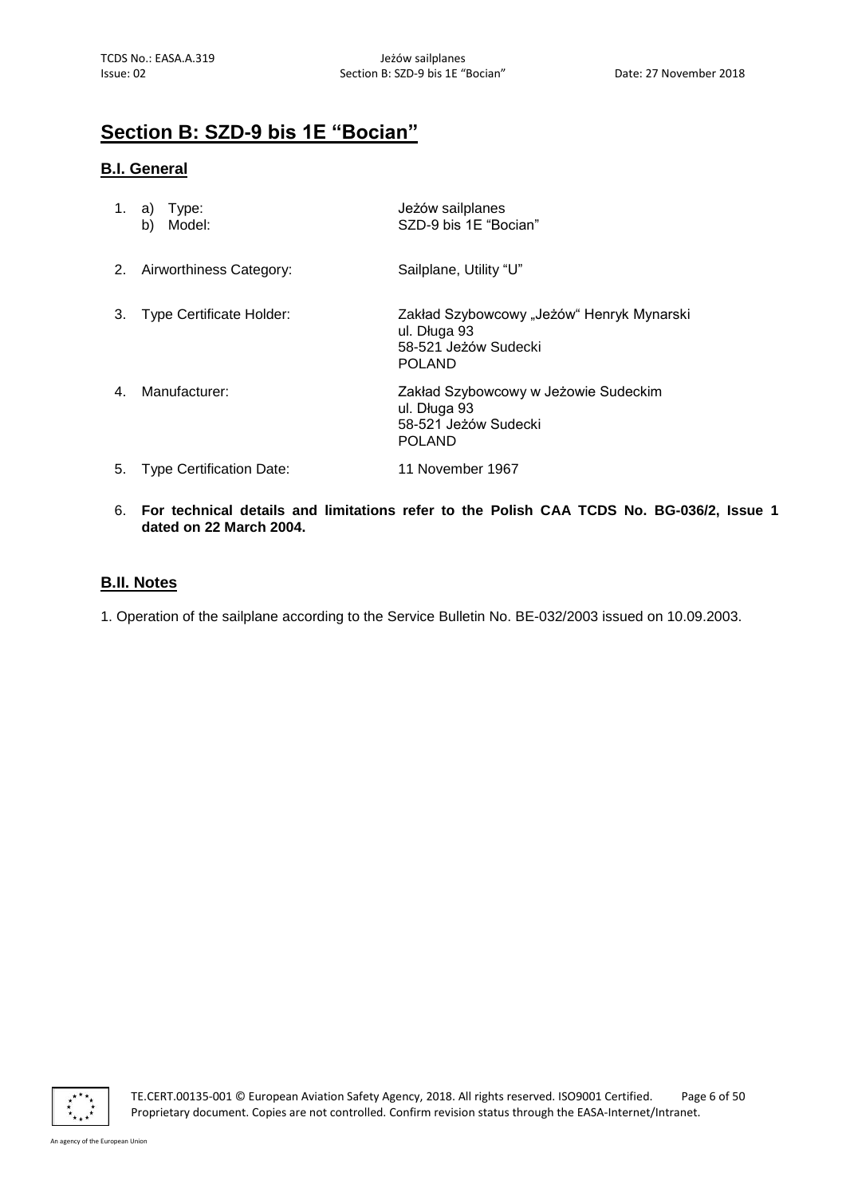## Section B: SZD-9 bis 1E "Bocian"

### B.I. General

1. a) Type: Jeżów sailplanes
   b) Model: SZD-9 bis 1E "Bocian"

2. Airworthiness Category: Sailplane, Utility "U"

3. Type Certificate Holder: Zakład Szybowcowy „Jeżów" Henryk Mynarski
   ul. Długa 93
   58-521 Jeżów Sudecki
   POLAND

4. Manufacturer: Zakład Szybowcowy w Jeżowie Sudeckim
   ul. Długa 93
   58-521 Jeżów Sudecki
   POLAND

5. Type Certification Date: 11 November 1967

6. **For technical details and limitations refer to the Polish CAA TCDS No. BG-036/2, Issue 1 dated on 22 March 2004.**

### B.II. Notes

1. Operation of the sailplane according to the Service Bulletin No. BE-032/2003 issued on 10.09.2003.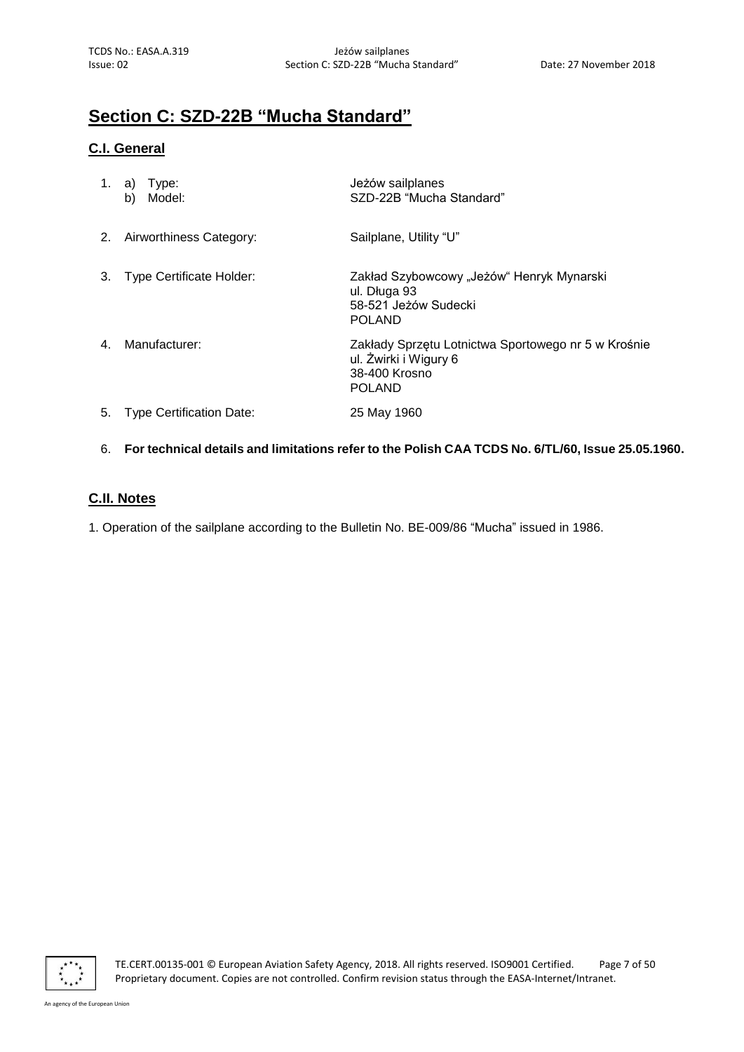# Section C: SZD-22B "Mucha Standard"

## C.I. General

1. a) Type: Jeżów sailplanes
   b) Model: SZD-22B "Mucha Standard"

2. Airworthiness Category: Sailplane, Utility "U"

3. Type Certificate Holder: Zakład Szybowcowy „Jeżów" Henryk Mynarski
   ul. Długa 93
   58-521 Jeżów Sudecki
   POLAND

4. Manufacturer: Zakłady Sprzętu Lotnictwa Sportowego nr 5 w Krośnie
   ul. Żwirki i Wigury 6
   38-400 Krosno
   POLAND

5. Type Certification Date: 25 May 1960

6. **For technical details and limitations refer to the Polish CAA TCDS No. 6/TL/60, Issue 25.05.1960.**

## C.II. Notes

1. Operation of the sailplane according to the Bulletin No. BE-009/86 "Mucha" issued in 1986.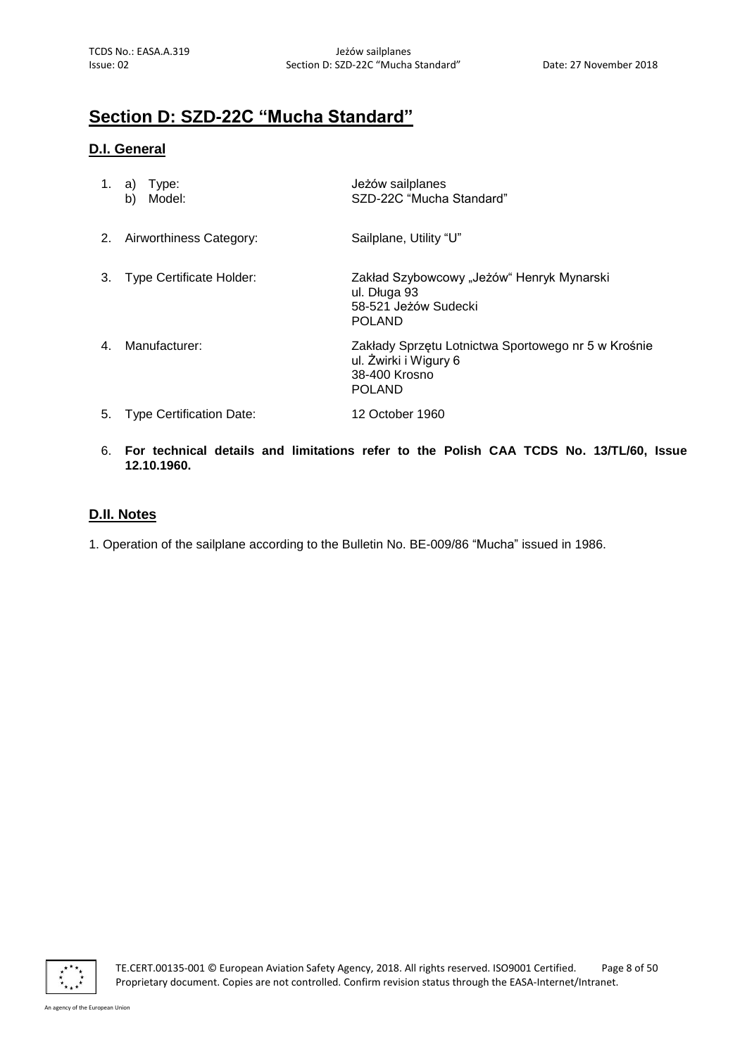## Section D: SZD-22C "Mucha Standard"

### D.I. General

1. a) Type: Jeżów sailplanes
   b) Model: SZD-22C "Mucha Standard"

2. Airworthiness Category: Sailplane, Utility "U"

3. Type Certificate Holder: Zakład Szybowcowy „Jeżów" Henryk Mynarski
   ul. Długa 93
   58-521 Jeżów Sudecki
   POLAND

4. Manufacturer: Zakłady Sprzętu Lotnictwa Sportowego nr 5 w Krośnie
   ul. Żwirki i Wigury 6
   38-400 Krosno
   POLAND

5. Type Certification Date: 12 October 1960

6. **For technical details and limitations refer to the Polish CAA TCDS No. 13/TL/60, Issue 12.10.1960.**

### D.II. Notes

1. Operation of the sailplane according to the Bulletin No. BE-009/86 "Mucha" issued in 1986.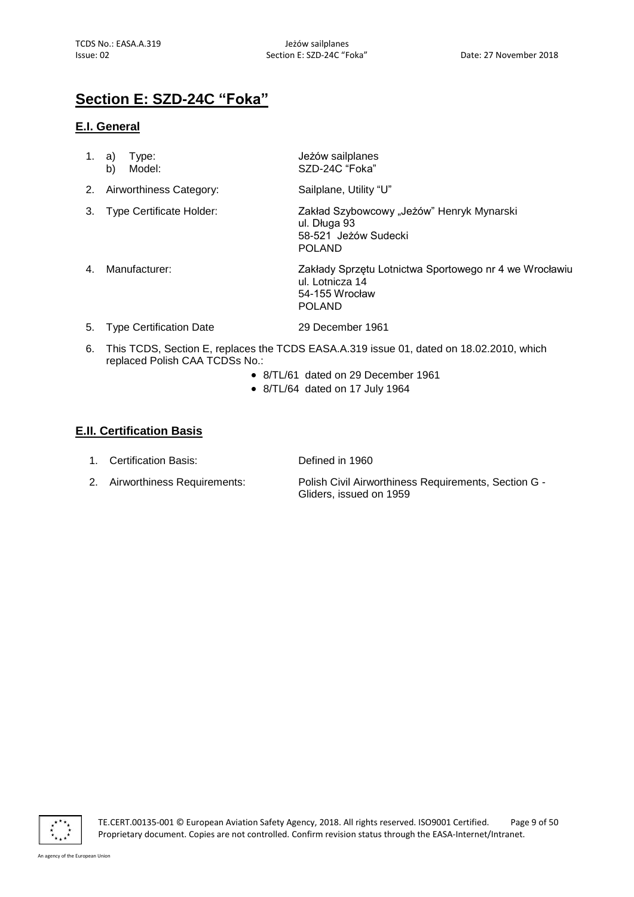# Section E: SZD-24C "Foka"

## E.I. General

1. a) Type: Jeżów sailplanes
   b) Model: SZD-24C "Foka"
2. Airworthiness Category: Sailplane, Utility "U"
3. Type Certificate Holder: Zakład Szybowcowy „Jeżów" Henryk Mynarski
   ul. Długa 93
   58-521 Jeżów Sudecki
   POLAND
4. Manufacturer: Zakłady Sprzętu Lotnictwa Sportowego nr 4 we Wrocławiu
   ul. Lotnicza 14
   54-155 Wrocław
   POLAND
5. Type Certification Date 29 December 1961
6. This TCDS, Section E, replaces the TCDS EASA.A.319 issue 01, dated on 18.02.2010, which replaced Polish CAA TCDSs No.:
   - 8/TL/61 dated on 29 December 1961
   - 8/TL/64 dated on 17 July 1964

## E.II. Certification Basis

1. Certification Basis: Defined in 1960
2. Airworthiness Requirements: Polish Civil Airworthiness Requirements, Section G - Gliders, issued on 1959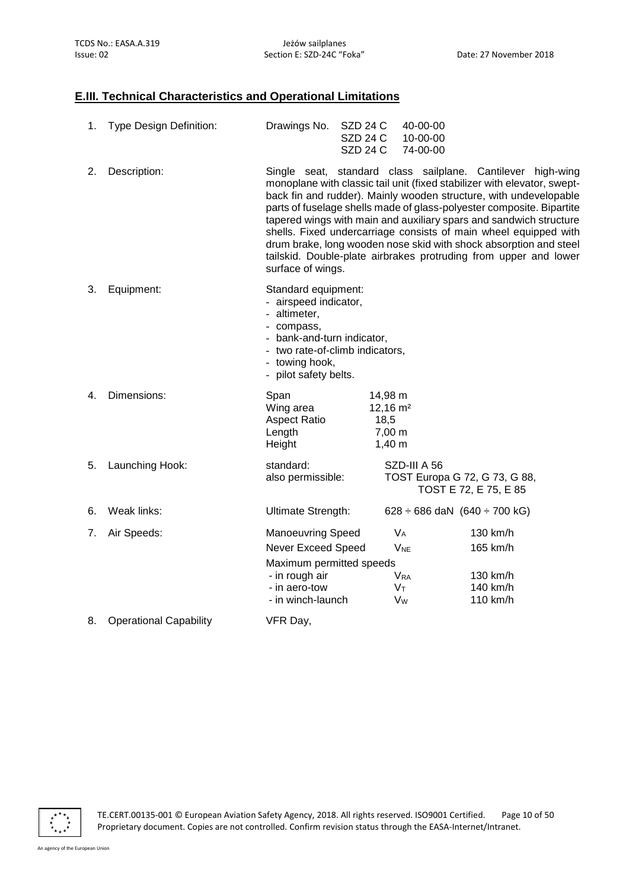## E.III. Technical Characteristics and Operational Limitations

1. Type Design Definition: Drawings No. SZD 24 C 40-00-00
   SZD 24 C 10-00-00
   SZD 24 C 74-00-00

2. Description: Single seat, standard class sailplane. Cantilever high-wing monoplane with classic tail unit (fixed stabilizer with elevator, swept-back fin and rudder). Mainly wooden structure, with undevelopable parts of fuselage shells made of glass-polyester composite. Bipartite tapered wings with main and auxiliary spars and sandwich structure shells. Fixed undercarriage consists of main wheel equipped with drum brake, long wooden nose skid with shock absorption and steel tailskid. Double-plate airbrakes protruding from upper and lower surface of wings.

3. Equipment: Standard equipment:
   - airspeed indicator,
   - altimeter,
   - compass,
   - bank-and-turn indicator,
   - two rate-of-climb indicators,
   - towing hook,
   - pilot safety belts.

4. Dimensions:

| | |
|---|---|
| Span | 14,98 m |
| Wing area | 12,16 m² |
| Aspect Ratio | 18,5 |
| Length | 7,00 m |
| Height | 1,40 m |

5. Launching Hook: standard: SZD-III A 56
   also permissible: TOST Europa G 72, G 73, G 88, TOST E 72, E 75, E 85

6. Weak links: Ultimate Strength: 628 ÷ 686 daN (640 ÷ 700 kG)

7. Air Speeds:

| | | |
|---|---|---|
| Manoeuvring Speed | $V_A$ | 130 km/h |
| Never Exceed Speed | $V_{NE}$ | 165 km/h |
| Maximum permitted speeds | | |
| - in rough air | $V_{RA}$ | 130 km/h |
| - in aero-tow | $V_T$ | 140 km/h |
| - in winch-launch | $V_W$ | 110 km/h |

8. Operational Capability VFR Day,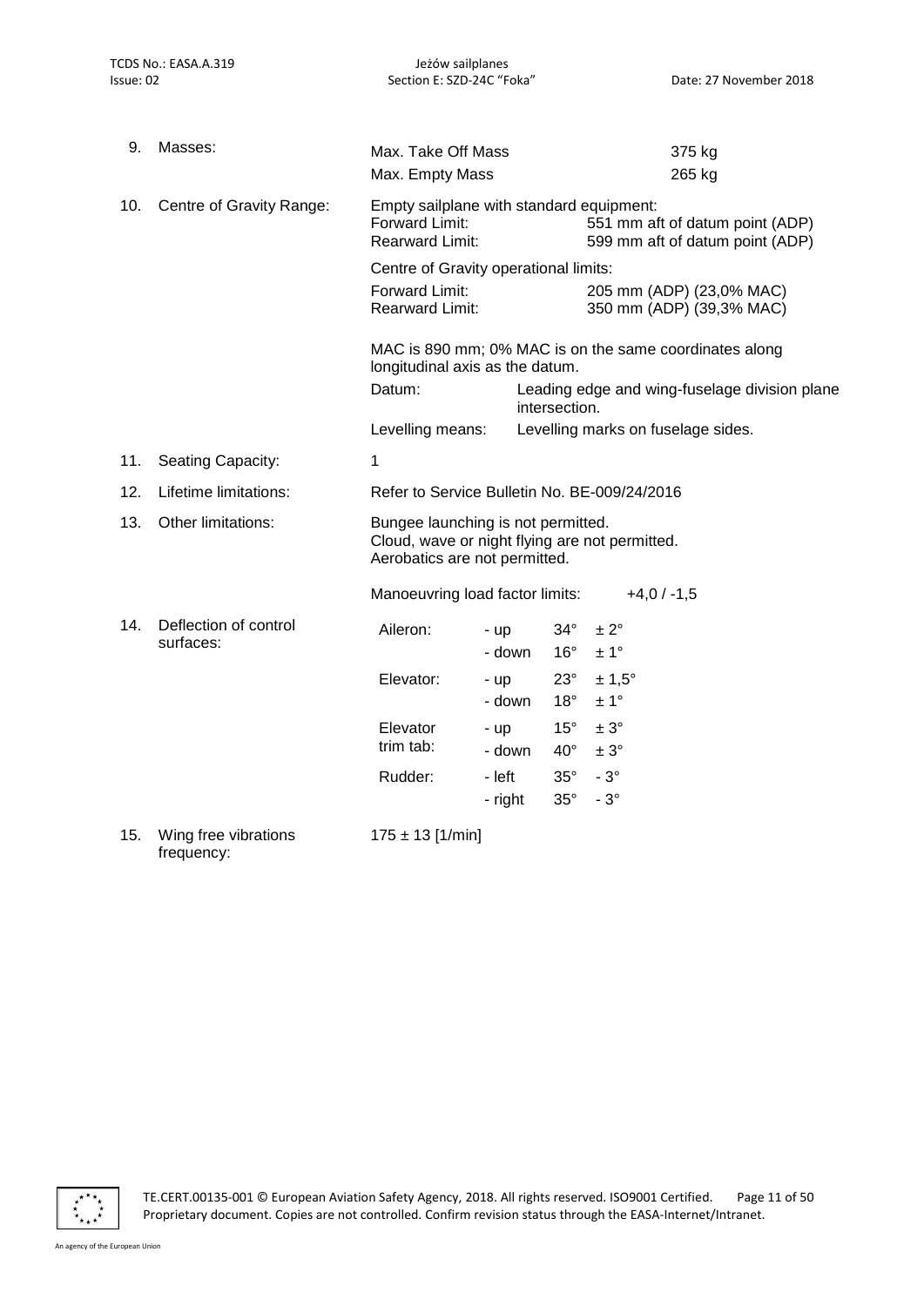9. Masses:

| | |
|---|---|
| Max. Take Off Mass | 375 kg |
| Max. Empty Mass | 265 kg |

10. Centre of Gravity Range:

Empty sailplane with standard equipment:

| | |
|---|---|
| Forward Limit: | 551 mm aft of datum point (ADP) |
| Rearward Limit: | 599 mm aft of datum point (ADP) |

Centre of Gravity operational limits:

| | |
|---|---|
| Forward Limit: | 205 mm (ADP) (23,0% MAC) |
| Rearward Limit: | 350 mm (ADP) (39,3% MAC) |

MAC is 890 mm; 0% MAC is on the same coordinates along longitudinal axis as the datum.

| | |
|---|---|
| Datum: | Leading edge and wing-fuselage division plane intersection. |
| Levelling means: | Levelling marks on fuselage sides. |

11. Seating Capacity: 1

12. Lifetime limitations: Refer to Service Bulletin No. BE-009/24/2016

13. Other limitations:

Bungee launching is not permitted.
Cloud, wave or night flying are not permitted.
Aerobatics are not permitted.

Manoeuvring load factor limits: +4,0 / -1,5

14. Deflection of control surfaces:

| | | | |
|---|---|---|---|
| Aileron: | - up | 34° | ± 2° |
| | - down | 16° | ± 1° |
| Elevator: | - up | 23° | ± 1,5° |
| | - down | 18° | ± 1° |
| Elevator trim tab: | - up | 15° | ± 3° |
| | - down | 40° | ± 3° |
| Rudder: | - left | 35° | - 3° |
| | - right | 35° | - 3° |

15. Wing free vibrations frequency: 175 ± 13 [1/min]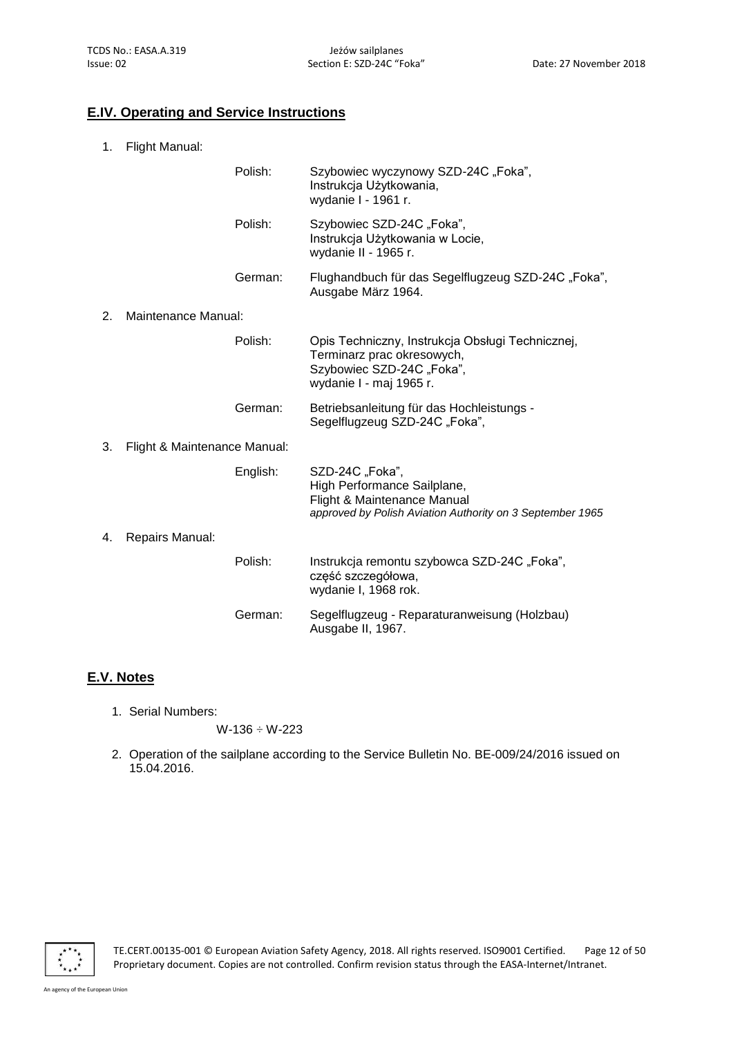## E.IV. Operating and Service Instructions

1. Flight Manual:

| | |
|---|---|
| Polish: | Szybowiec wyczynowy SZD-24C „Foka”, Instrukcja Użytkowania, wydanie I - 1961 r. |
| Polish: | Szybowiec SZD-24C „Foka”, Instrukcja Użytkowania w Locie, wydanie II - 1965 r. |
| German: | Flughandbuch für das Segelflugzeug SZD-24C „Foka”, Ausgabe März 1964. |

2. Maintenance Manual:

| | |
|---|---|
| Polish: | Opis Techniczny, Instrukcja Obsługi Technicznej, Terminarz prac okresowych, Szybowiec SZD-24C „Foka”, wydanie I - maj 1965 r. |
| German: | Betriebsanleitung für das Hochleistungs - Segelflugzeug SZD-24C „Foka”, |

3. Flight & Maintenance Manual:

| | |
|---|---|
| English: | SZD-24C „Foka”, High Performance Sailplane, Flight & Maintenance Manual *approved by Polish Aviation Authority on 3 September 1965* |

4. Repairs Manual:

| | |
|---|---|
| Polish: | Instrukcja remontu szybowca SZD-24C „Foka”, część szczegółowa, wydanie I, 1968 rok. |
| German: | Segelflugzeug - Reparaturanweisung (Holzbau) Ausgabe II, 1967. |

## E.V. Notes

1. Serial Numbers:

   W-136 ÷ W-223

2. Operation of the sailplane according to the Service Bulletin No. BE-009/24/2016 issued on 15.04.2016.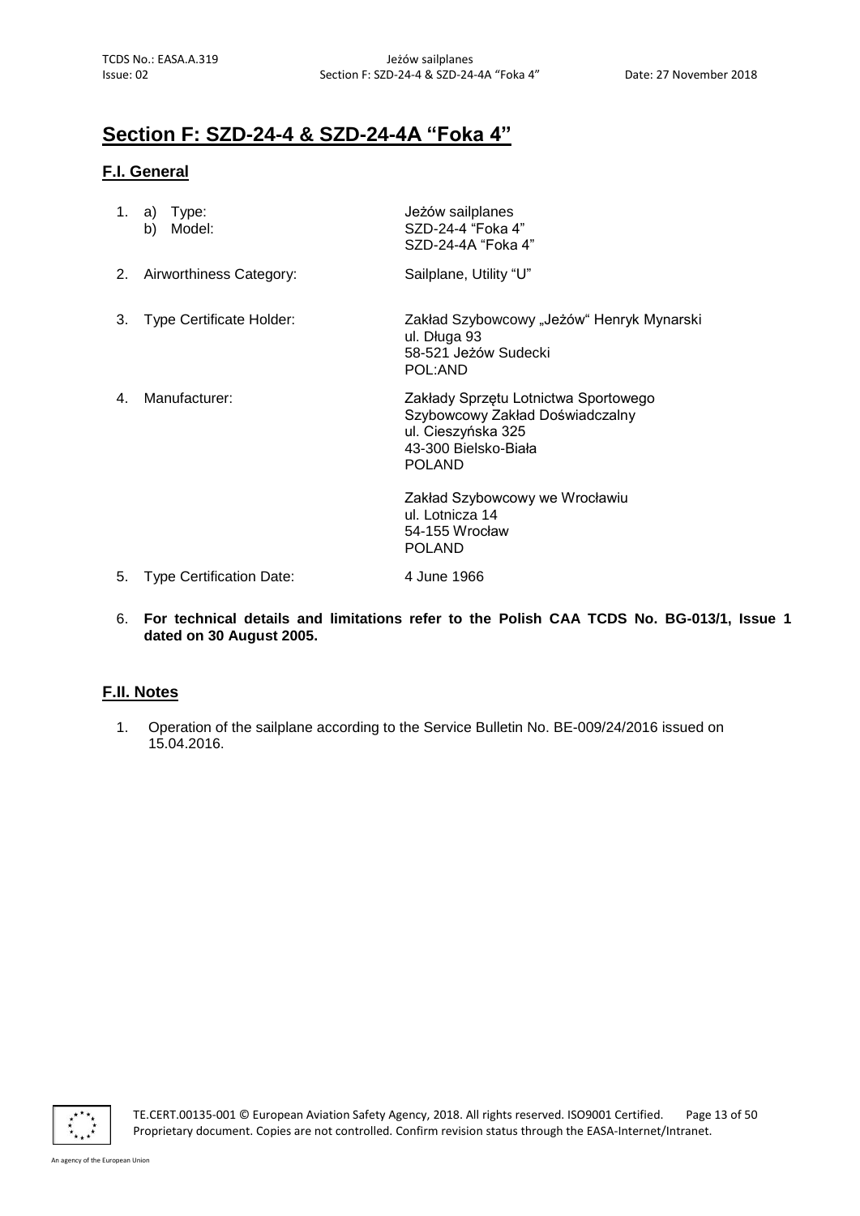## Section F: SZD-24-4 & SZD-24-4A "Foka 4"

### F.I. General

1. a) Type: Jeżów sailplanes
   b) Model: SZD-24-4 "Foka 4"
   SZD-24-4A "Foka 4"

2. Airworthiness Category: Sailplane, Utility "U"

3. Type Certificate Holder: Zakład Szybowcowy „Jeżów" Henryk Mynarski
   ul. Długa 93
   58-521 Jeżów Sudecki
   POL:AND

4. Manufacturer: Zakłady Sprzętu Lotnictwa Sportowego
   Szybowcowy Zakład Doświadczalny
   ul. Cieszyńska 325
   43-300 Bielsko-Biała
   POLAND

   Zakład Szybowcowy we Wrocławiu
   ul. Lotnicza 14
   54-155 Wrocław
   POLAND

5. Type Certification Date: 4 June 1966

6. **For technical details and limitations refer to the Polish CAA TCDS No. BG-013/1, Issue 1 dated on 30 August 2005.**

### F.II. Notes

1. Operation of the sailplane according to the Service Bulletin No. BE-009/24/2016 issued on 15.04.2016.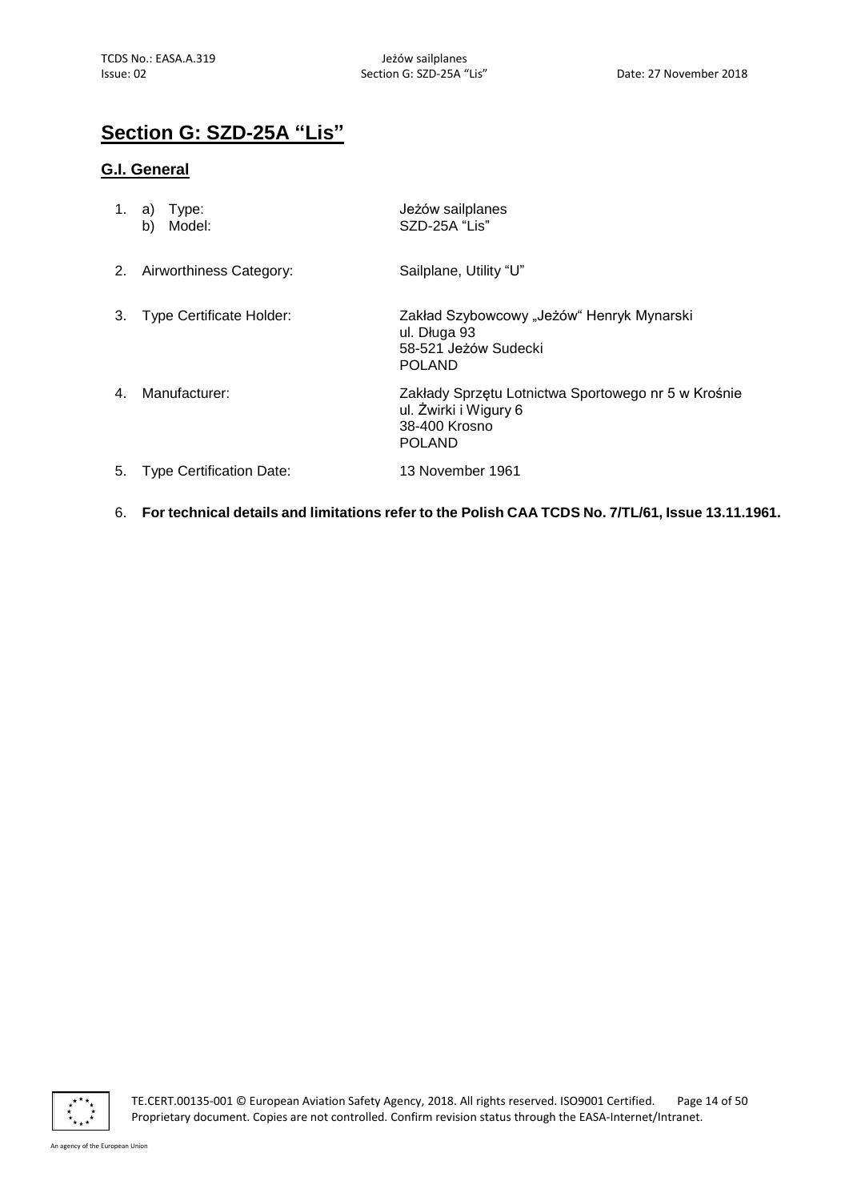# Section G: SZD-25A "Lis"

## G.I. General

| | | |
|---|---|---|
| 1. | a) Type: | Jeżów sailplanes |
| | b) Model: | SZD-25A "Lis" |
| 2. | Airworthiness Category: | Sailplane, Utility "U" |
| 3. | Type Certificate Holder: | Zakład Szybowcowy „Jeżów" Henryk Mynarski<br>ul. Długa 93<br>58-521 Jeżów Sudecki<br>POLAND |
| 4. | Manufacturer: | Zakłady Sprzętu Lotnictwa Sportowego nr 5 w Krośnie<br>ul. Żwirki i Wigury 6<br>38-400 Krosno<br>POLAND |
| 5. | Type Certification Date: | 13 November 1961 |

6. **For technical details and limitations refer to the Polish CAA TCDS No. 7/TL/61, Issue 13.11.1961.**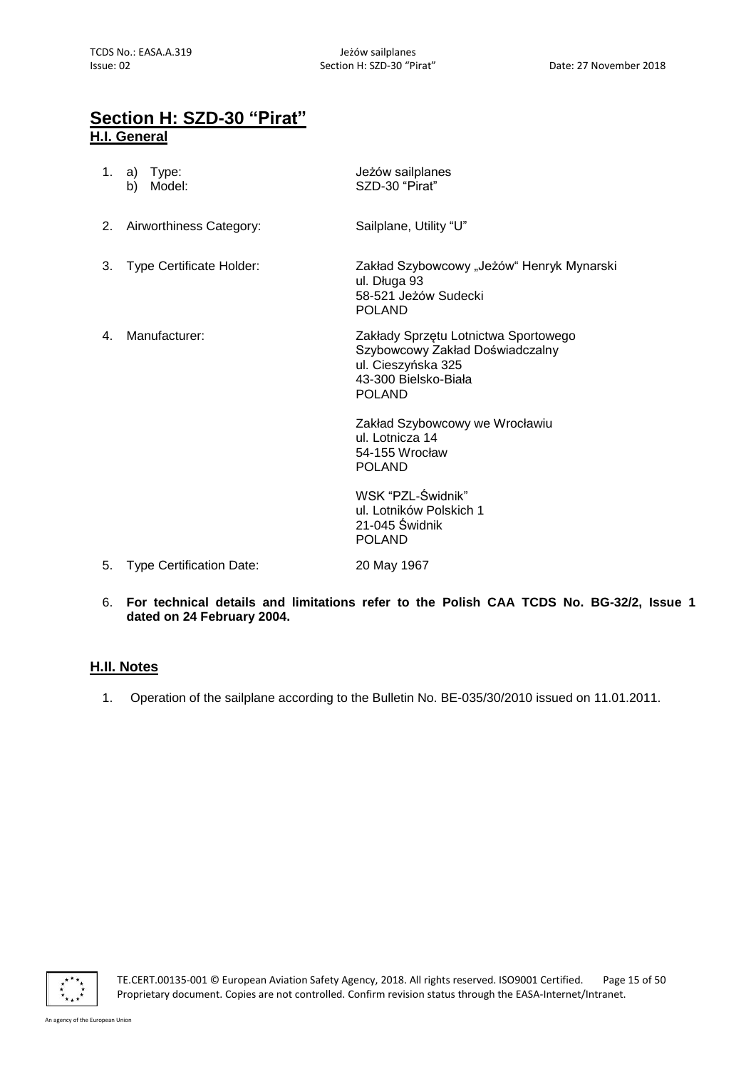## Section H: SZD-30 "Pirat"

### H.I. General

1. a) Type: Jeżów sailplanes
   b) Model: SZD-30 "Pirat"

2. Airworthiness Category: Sailplane, Utility "U"

3. Type Certificate Holder: Zakład Szybowcowy „Jeżów" Henryk Mynarski
   ul. Długa 93
   58-521 Jeżów Sudecki
   POLAND

4. Manufacturer: Zakłady Sprzętu Lotnictwa Sportowego
   Szybowcowy Zakład Doświadczalny
   ul. Cieszyńska 325
   43-300 Bielsko-Biała
   POLAND

   Zakład Szybowcowy we Wrocławiu
   ul. Lotnicza 14
   54-155 Wrocław
   POLAND

   WSK "PZL-Świdnik"
   ul. Lotników Polskich 1
   21-045 Świdnik
   POLAND

5. Type Certification Date: 20 May 1967

6. **For technical details and limitations refer to the Polish CAA TCDS No. BG-32/2, Issue 1 dated on 24 February 2004.**

### H.II. Notes

1. Operation of the sailplane according to the Bulletin No. BE-035/30/2010 issued on 11.01.2011.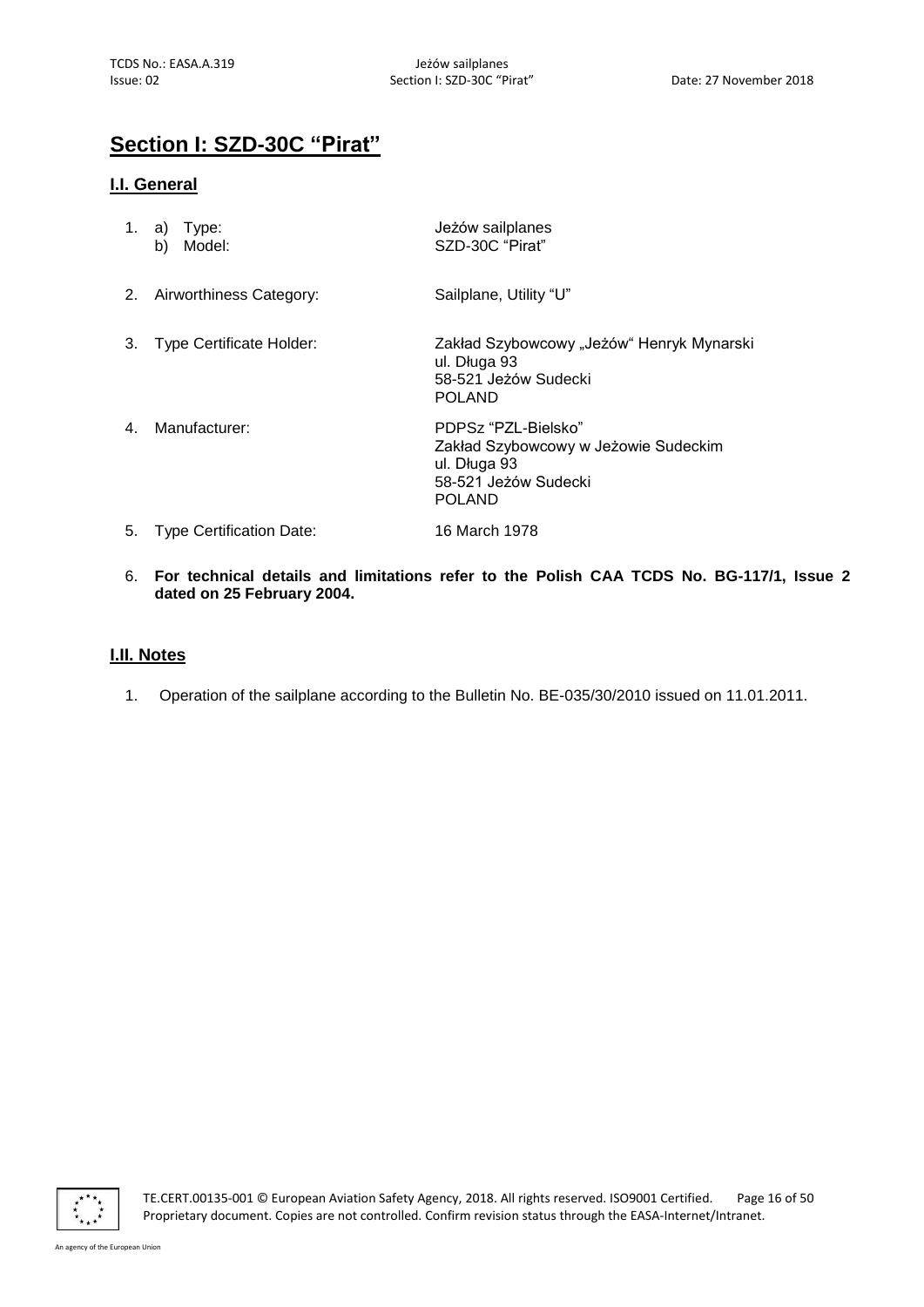# Section I: SZD-30C "Pirat"

## I.I. General

1. a) Type: Jeżów sailplanes
   b) Model: SZD-30C "Pirat"

2. Airworthiness Category: Sailplane, Utility "U"

3. Type Certificate Holder: Zakład Szybowcowy „Jeżów" Henryk Mynarski
   ul. Długa 93
   58-521 Jeżów Sudecki
   POLAND

4. Manufacturer: PDPSz "PZL-Bielsko"
   Zakład Szybowcowy w Jeżowie Sudeckim
   ul. Długa 93
   58-521 Jeżów Sudecki
   POLAND

5. Type Certification Date: 16 March 1978

6. **For technical details and limitations refer to the Polish CAA TCDS No. BG-117/1, Issue 2 dated on 25 February 2004.**

## I.II. Notes

1. Operation of the sailplane according to the Bulletin No. BE-035/30/2010 issued on 11.01.2011.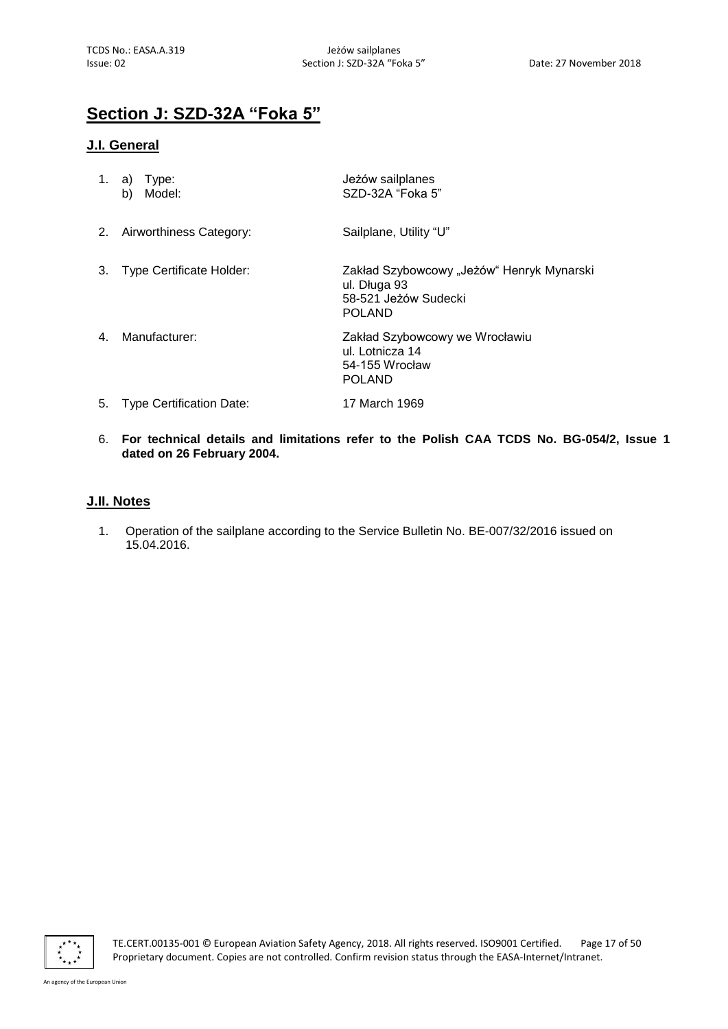# Section J: SZD-32A "Foka 5"

## J.I. General

1. a) Type: Jeżów sailplanes
   b) Model: SZD-32A "Foka 5"

2. Airworthiness Category: Sailplane, Utility "U"

3. Type Certificate Holder: Zakład Szybowcowy „Jeżów" Henryk Mynarski
   ul. Długa 93
   58-521 Jeżów Sudecki
   POLAND

4. Manufacturer: Zakład Szybowcowy we Wrocławiu
   ul. Lotnicza 14
   54-155 Wrocław
   POLAND

5. Type Certification Date: 17 March 1969

6. **For technical details and limitations refer to the Polish CAA TCDS No. BG-054/2, Issue 1 dated on 26 February 2004.**

## J.II. Notes

1. Operation of the sailplane according to the Service Bulletin No. BE-007/32/2016 issued on 15.04.2016.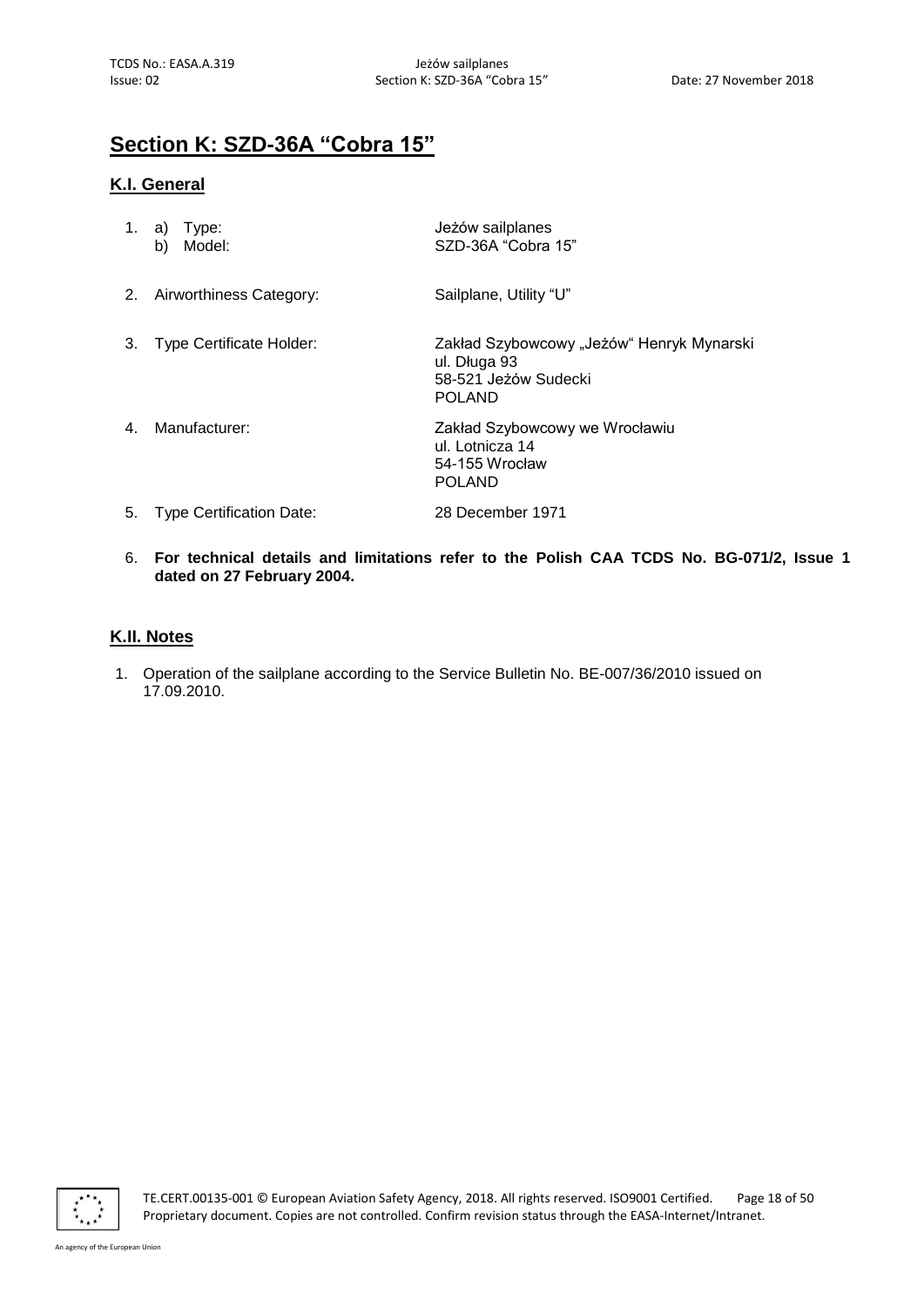# Section K: SZD-36A "Cobra 15"

## K.I. General

1. a) Type: Jeżów sailplanes
   b) Model: SZD-36A "Cobra 15"

2. Airworthiness Category: Sailplane, Utility "U"

3. Type Certificate Holder: Zakład Szybowcowy „Jeżów" Henryk Mynarski
   ul. Długa 93
   58-521 Jeżów Sudecki
   POLAND

4. Manufacturer: Zakład Szybowcowy we Wrocławiu
   ul. Lotnicza 14
   54-155 Wrocław
   POLAND

5. Type Certification Date: 28 December 1971

6. **For technical details and limitations refer to the Polish CAA TCDS No. BG-071/2, Issue 1 dated on 27 February 2004.**

## K.II. Notes

1. Operation of the sailplane according to the Service Bulletin No. BE-007/36/2010 issued on 17.09.2010.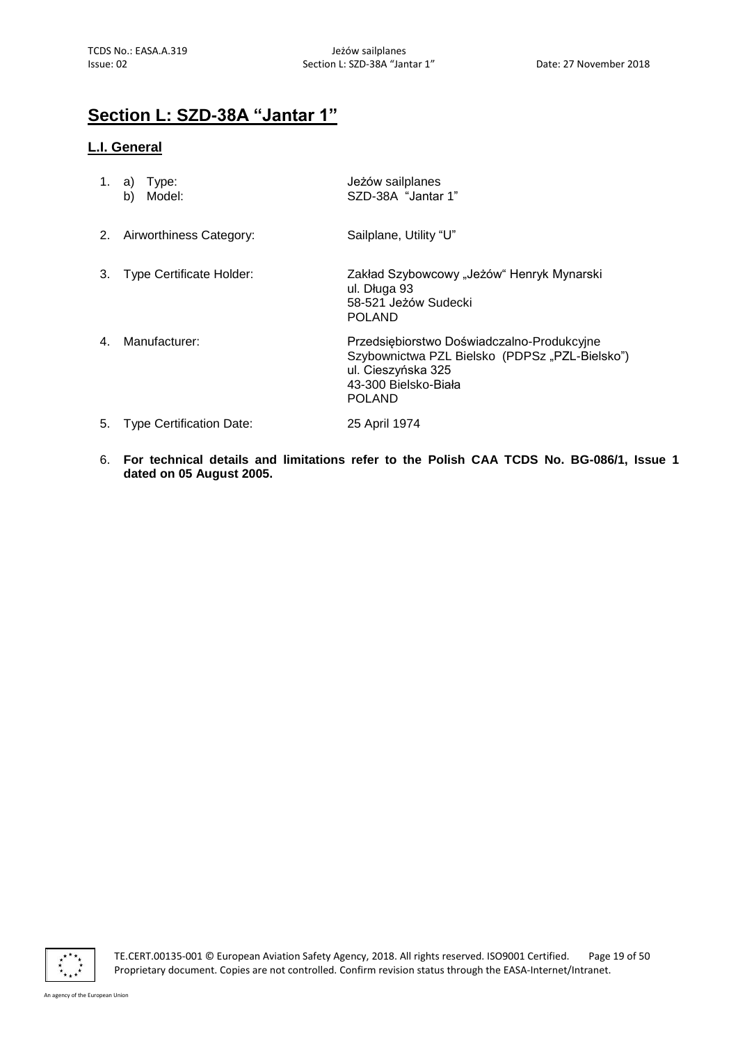# Section L: SZD-38A "Jantar 1"

## L.I. General

| | | |
|---|---|---|
| 1. | a) Type: | Jeżów sailplanes |
| | b) Model: | SZD-38A "Jantar 1" |
| 2. | Airworthiness Category: | Sailplane, Utility "U" |
| 3. | Type Certificate Holder: | Zakład Szybowcowy „Jeżów" Henryk Mynarski<br>ul. Długa 93<br>58-521 Jeżów Sudecki<br>POLAND |
| 4. | Manufacturer: | Przedsiębiorstwo Doświadczalno-Produkcyjne Szybownictwa PZL Bielsko (PDPSz „PZL-Bielsko")<br>ul. Cieszyńska 325<br>43-300 Bielsko-Biała<br>POLAND |
| 5. | Type Certification Date: | 25 April 1974 |

6. **For technical details and limitations refer to the Polish CAA TCDS No. BG-086/1, Issue 1 dated on 05 August 2005.**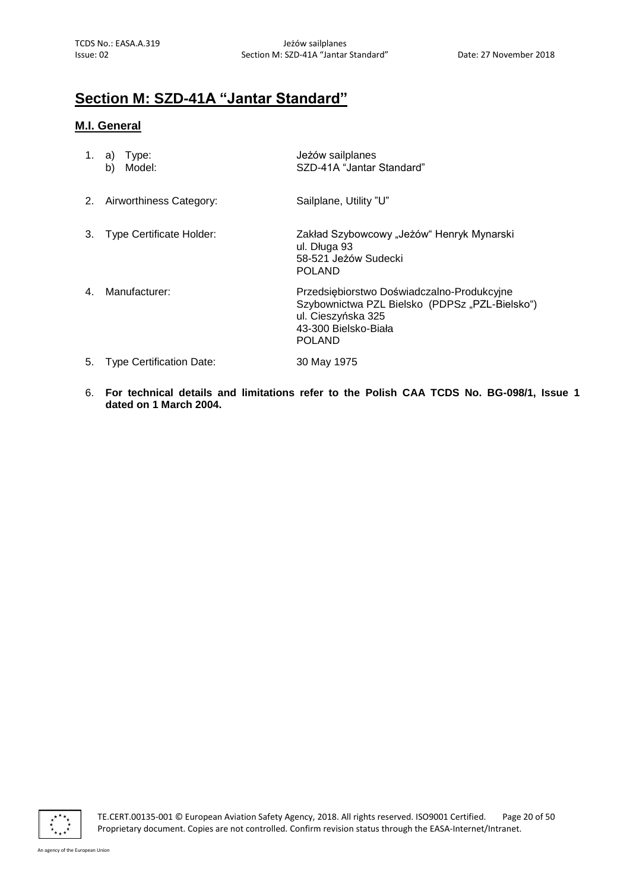# Section M: SZD-41A "Jantar Standard"

## M.I. General

1. a) Type: Jeżów sailplanes
   b) Model: SZD-41A "Jantar Standard"

2. Airworthiness Category: Sailplane, Utility "U"

3. Type Certificate Holder: Zakład Szybowcowy „Jeżów“ Henryk Mynarski
   ul. Długa 93
   58-521 Jeżów Sudecki
   POLAND

4. Manufacturer: Przedsiębiorstwo Doświadczalno-Produkcyjne Szybownictwa PZL Bielsko (PDPSz „PZL-Bielsko“)
   ul. Cieszyńska 325
   43-300 Bielsko-Biała
   POLAND

5. Type Certification Date: 30 May 1975

6. **For technical details and limitations refer to the Polish CAA TCDS No. BG-098/1, Issue 1 dated on 1 March 2004.**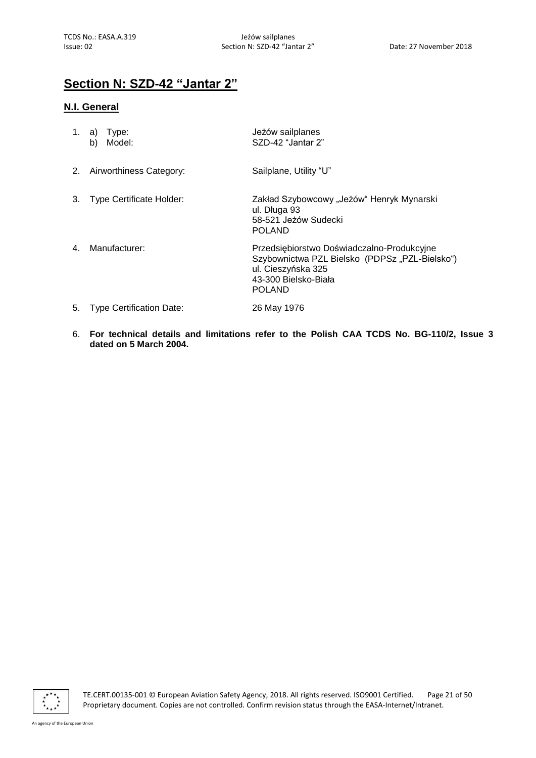## Section N: SZD-42 "Jantar 2"

### N.I. General

| | | |
|---|---|---|
| 1. | a) Type: | Jeżów sailplanes |
| | b) Model: | SZD-42 "Jantar 2" |
| 2. | Airworthiness Category: | Sailplane, Utility "U" |
| 3. | Type Certificate Holder: | Zakład Szybowcowy „Jeżów" Henryk Mynarski<br>ul. Długa 93<br>58-521 Jeżów Sudecki<br>POLAND |
| 4. | Manufacturer: | Przedsiębiorstwo Doświadczalno-Produkcyjne Szybownictwa PZL Bielsko (PDPSz „PZL-Bielsko")<br>ul. Cieszyńska 325<br>43-300 Bielsko-Biała<br>POLAND |
| 5. | Type Certification Date: | 26 May 1976 |

6. **For technical details and limitations refer to the Polish CAA TCDS No. BG-110/2, Issue 3 dated on 5 March 2004.**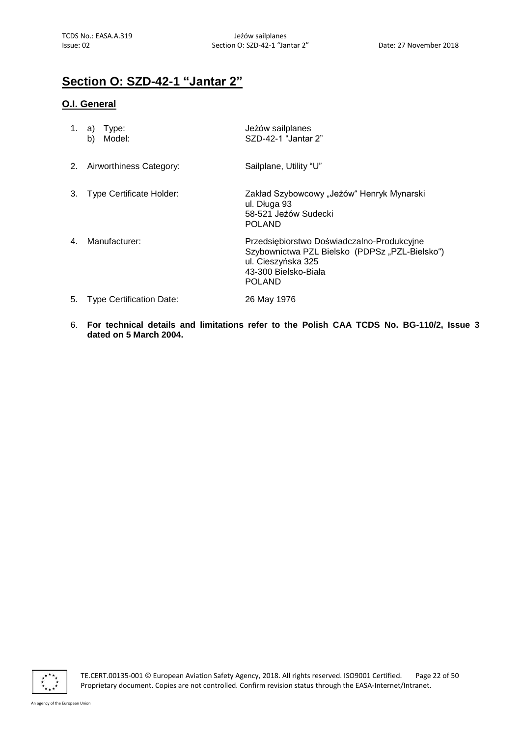## Section O: SZD-42-1 "Jantar 2"

### O.I. General

| | | |
|---|---|---|
| 1. | a) Type:<br>b) Model: | Jeżów sailplanes<br>SZD-42-1 "Jantar 2" |
| 2. | Airworthiness Category: | Sailplane, Utility "U" |
| 3. | Type Certificate Holder: | Zakład Szybowcowy „Jeżów" Henryk Mynarski<br>ul. Długa 93<br>58-521 Jeżów Sudecki<br>POLAND |
| 4. | Manufacturer: | Przedsiębiorstwo Doświadczalno-Produkcyjne Szybownictwa PZL Bielsko (PDPSz „PZL-Bielsko")<br>ul. Cieszyńska 325<br>43-300 Bielsko-Biała<br>POLAND |
| 5. | Type Certification Date: | 26 May 1976 |

6. **For technical details and limitations refer to the Polish CAA TCDS No. BG-110/2, Issue 3 dated on 5 March 2004.**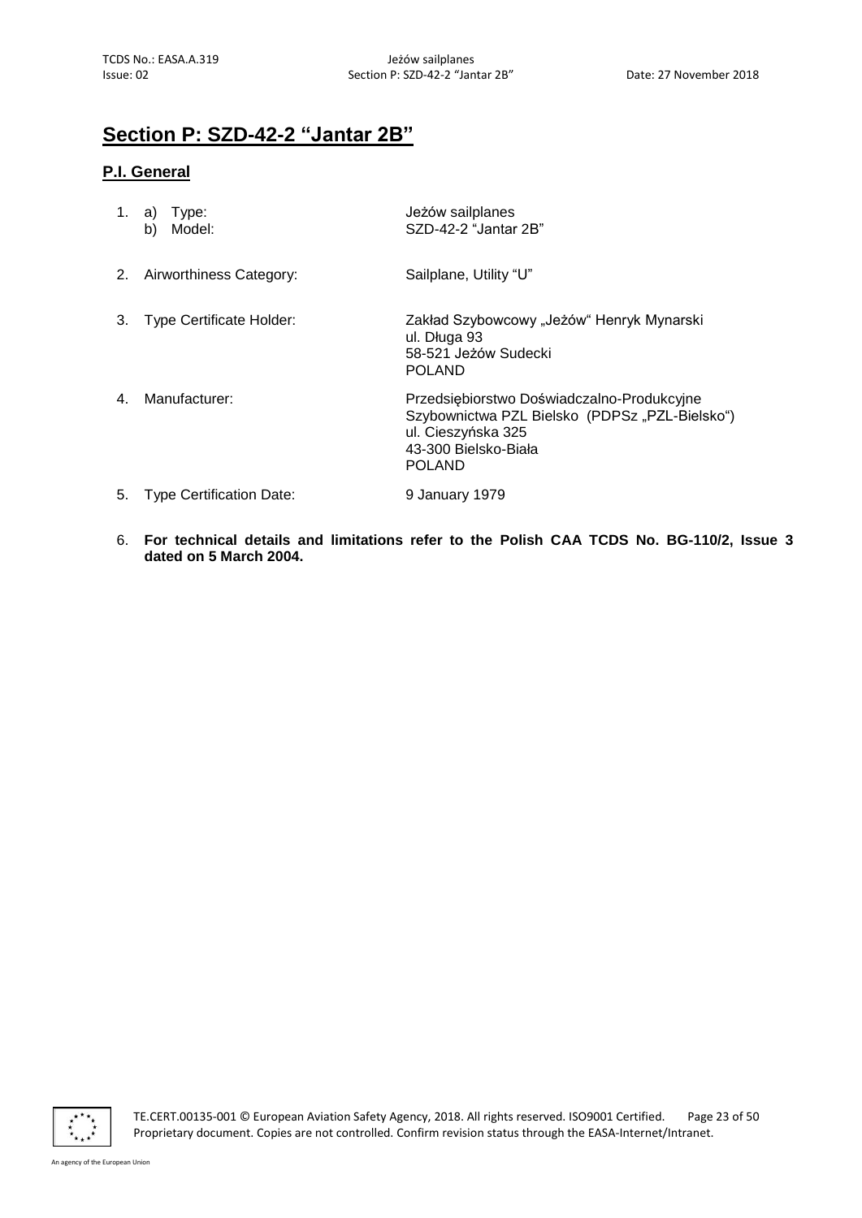# Section P: SZD-42-2 "Jantar 2B"

## P.I. General

| | | |
|---|---|---|
| 1. | a) Type:<br>b) Model: | Jeżów sailplanes<br>SZD-42-2 "Jantar 2B" |
| 2. | Airworthiness Category: | Sailplane, Utility "U" |
| 3. | Type Certificate Holder: | Zakład Szybowcowy „Jeżów" Henryk Mynarski<br>ul. Długa 93<br>58-521 Jeżów Sudecki<br>POLAND |
| 4. | Manufacturer: | Przedsiębiorstwo Doświadczalno-Produkcyjne Szybownictwa PZL Bielsko (PDPSz „PZL-Bielsko")<br>ul. Cieszyńska 325<br>43-300 Bielsko-Biała<br>POLAND |
| 5. | Type Certification Date: | 9 January 1979 |

6. **For technical details and limitations refer to the Polish CAA TCDS No. BG-110/2, Issue 3 dated on 5 March 2004.**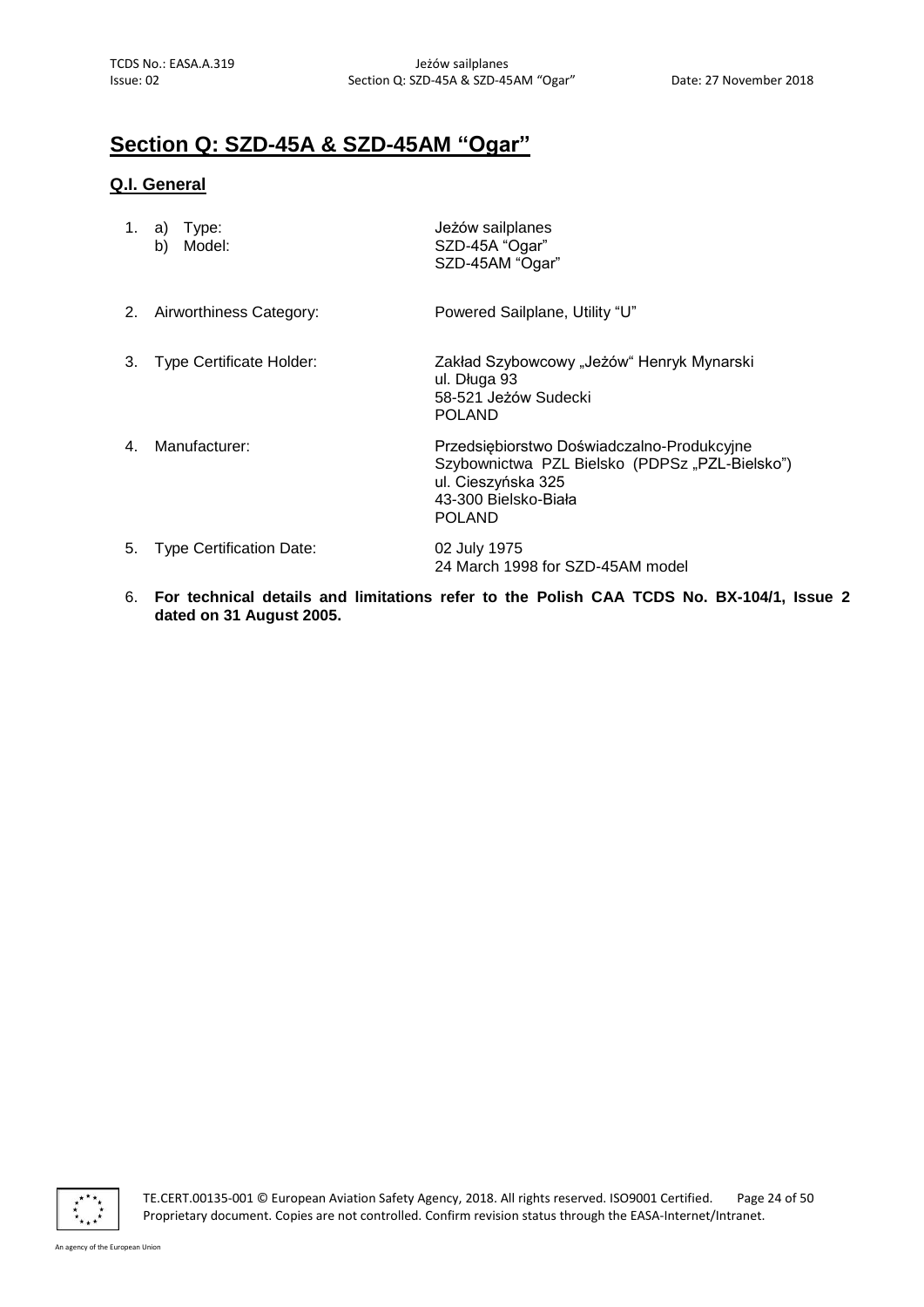# Section Q: SZD-45A & SZD-45AM "Ogar"

## Q.I. General

1. a) Type: Jeżów sailplanes
   b) Model: SZD-45A "Ogar"
   SZD-45AM "Ogar"

2. Airworthiness Category: Powered Sailplane, Utility "U"

3. Type Certificate Holder: Zakład Szybowcowy „Jeżów" Henryk Mynarski
   ul. Długa 93
   58-521 Jeżów Sudecki
   POLAND

4. Manufacturer: Przedsiębiorstwo Doświadczalno-Produkcyjne Szybownictwa PZL Bielsko (PDPSz „PZL-Bielsko")
   ul. Cieszyńska 325
   43-300 Bielsko-Biała
   POLAND

5. Type Certification Date: 02 July 1975
   24 March 1998 for SZD-45AM model

6. **For technical details and limitations refer to the Polish CAA TCDS No. BX-104/1, Issue 2 dated on 31 August 2005.**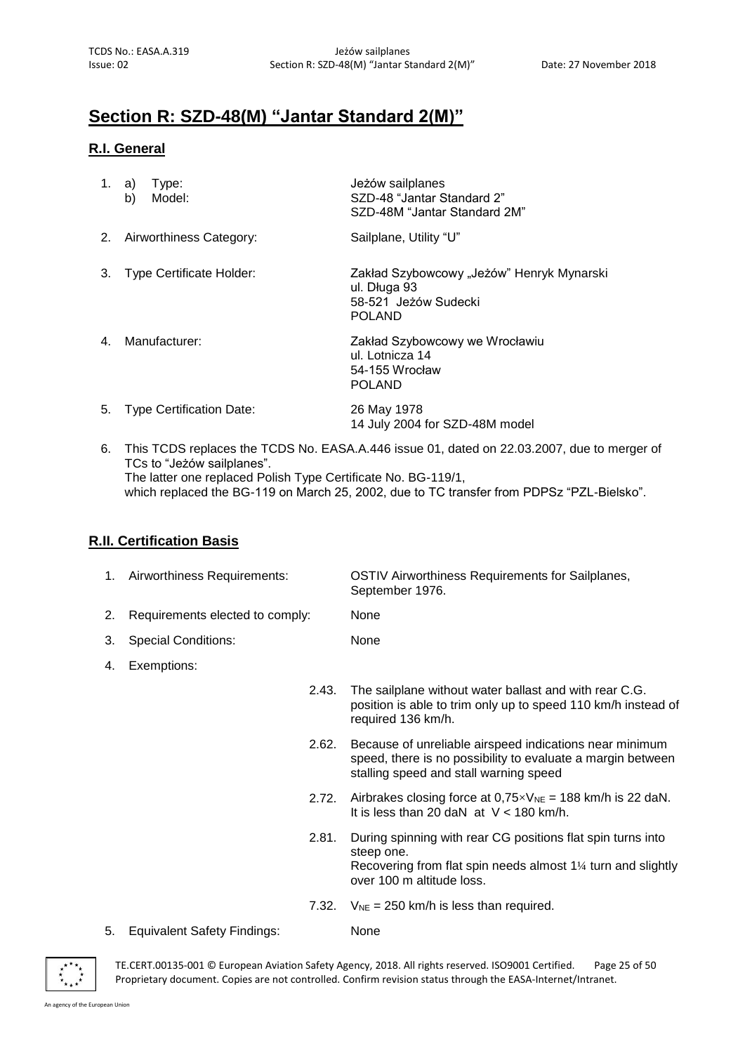## Section R: SZD-48(M) "Jantar Standard 2(M)"

### R.I. General

1. a) Type: Jeżów sailplanes
   b) Model: SZD-48 "Jantar Standard 2"
   SZD-48M "Jantar Standard 2M"
2. Airworthiness Category: Sailplane, Utility "U"
3. Type Certificate Holder: Zakład Szybowcowy „Jeżów" Henryk Mynarski
   ul. Długa 93
   58-521 Jeżów Sudecki
   POLAND
4. Manufacturer: Zakład Szybowcowy we Wrocławiu
   ul. Lotnicza 14
   54-155 Wrocław
   POLAND
5. Type Certification Date: 26 May 1978
   14 July 2004 for SZD-48M model
6. This TCDS replaces the TCDS No. EASA.A.446 issue 01, dated on 22.03.2007, due to merger of TCs to "Jeżów sailplanes".
   The latter one replaced Polish Type Certificate No. BG-119/1,
   which replaced the BG-119 on March 25, 2002, due to TC transfer from PDPSz "PZL-Bielsko".

### R.II. Certification Basis

1. Airworthiness Requirements: OSTIV Airworthiness Requirements for Sailplanes, September 1976.
2. Requirements elected to comply: None
3. Special Conditions: None
4. Exemptions:
   - 2.43. The sailplane without water ballast and with rear C.G. position is able to trim only up to speed 110 km/h instead of required 136 km/h.
   - 2.62. Because of unreliable airspeed indications near minimum speed, there is no possibility to evaluate a margin between stalling speed and stall warning speed
   - 2.72. Airbrakes closing force at $0{,}75 \times V_{NE}$ = 188 km/h is 22 daN. It is less than 20 daN at V < 180 km/h.
   - 2.81. During spinning with rear CG positions flat spin turns into steep one.
     Recovering from flat spin needs almost 1¼ turn and slightly over 100 m altitude loss.
   - 7.32. $V_{NE}$ = 250 km/h is less than required.
5. Equivalent Safety Findings: None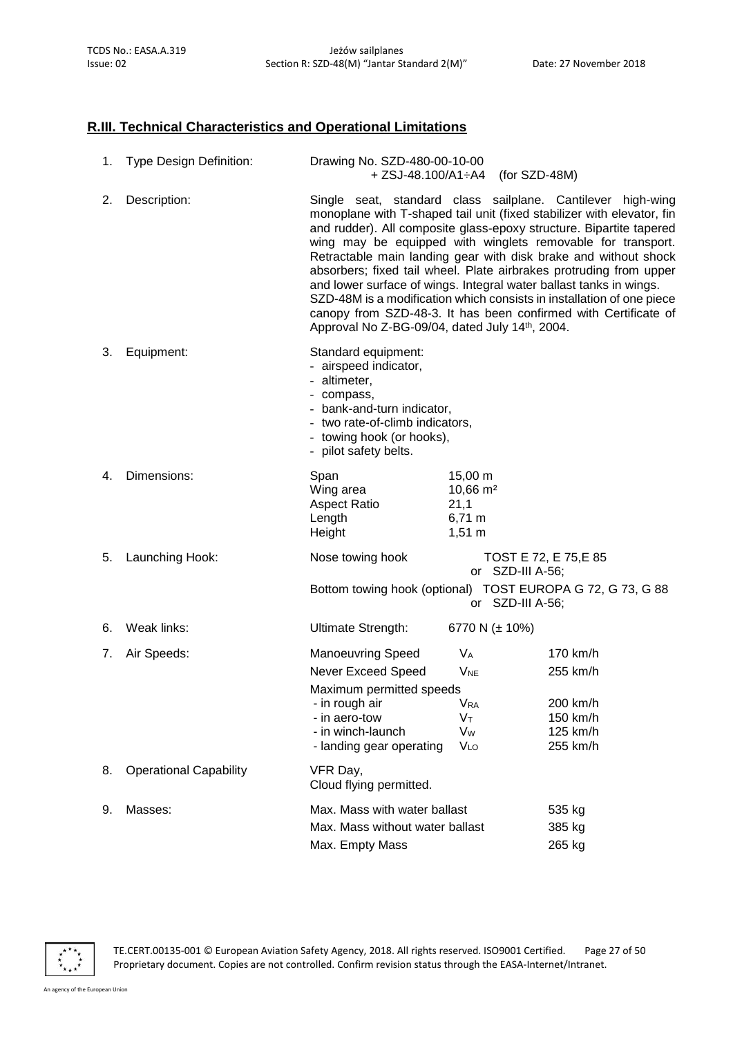## R.III. Technical Characteristics and Operational Limitations

1. Type Design Definition: Drawing No. SZD-480-00-10-00 + ZSJ-48.100/A1÷A4 (for SZD-48M)

2. Description: Single seat, standard class sailplane. Cantilever high-wing monoplane with T-shaped tail unit (fixed stabilizer with elevator, fin and rudder). All composite glass-epoxy structure. Bipartite tapered wing may be equipped with winglets removable for transport. Retractable main landing gear with disk brake and without shock absorbers; fixed tail wheel. Plate airbrakes protruding from upper and lower surface of wings. Integral water ballast tanks in wings.
SZD-48M is a modification which consists in installation of one piece canopy from SZD-48-3. It has been confirmed with Certificate of Approval No Z-BG-09/04, dated July 14th, 2004.

3. Equipment: Standard equipment:
   - airspeed indicator,
   - altimeter,
   - compass,
   - bank-and-turn indicator,
   - two rate-of-climb indicators,
   - towing hook (or hooks),
   - pilot safety belts.

4. Dimensions:

| | |
|---|---|
| Span | 15,00 m |
| Wing area | 10,66 m² |
| Aspect Ratio | 21,1 |
| Length | 6,71 m |
| Height | 1,51 m |

5. Launching Hook:
   - Nose towing hook: TOST E 72, E 75,E 85 or SZD-III A-56;
   - Bottom towing hook (optional): TOST EUROPA G 72, G 73, G 88 or SZD-III A-56;

6. Weak links: Ultimate Strength: 6770 N (± 10%)

7. Air Speeds:

| | | |
|---|---|---|
| Manoeuvring Speed | $V_A$ | 170 km/h |
| Never Exceed Speed | $V_{NE}$ | 255 km/h |
| Maximum permitted speeds | | |
| - in rough air | $V_{RA}$ | 200 km/h |
| - in aero-tow | $V_T$ | 150 km/h |
| - in winch-launch | $V_W$ | 125 km/h |
| - landing gear operating | $V_{LO}$ | 255 km/h |

8. Operational Capability: VFR Day, Cloud flying permitted.

9. Masses:

| | |
|---|---|
| Max. Mass with water ballast | 535 kg |
| Max. Mass without water ballast | 385 kg |
| Max. Empty Mass | 265 kg |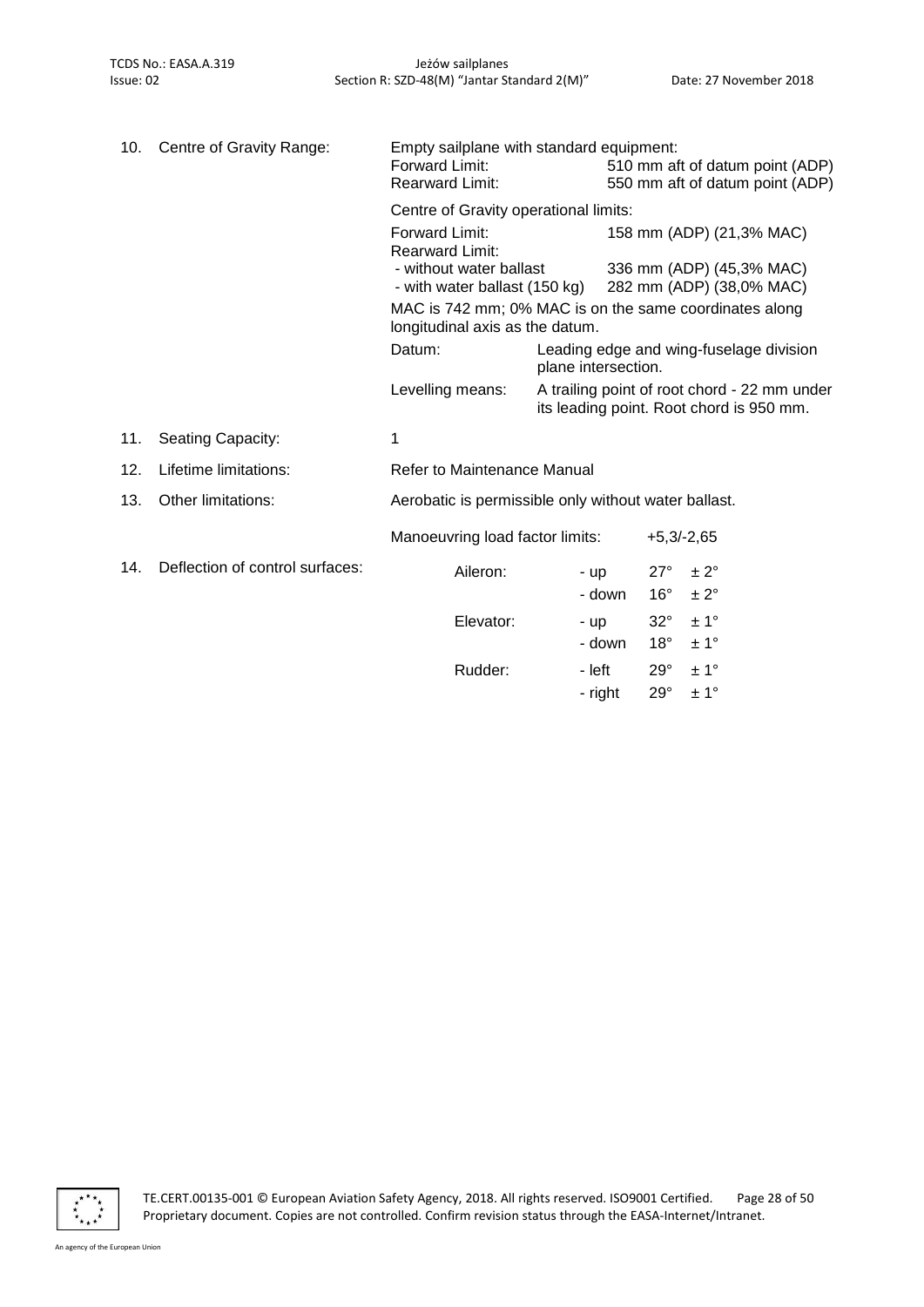10. Centre of Gravity Range:

Empty sailplane with standard equipment:

| | |
|---|---|
| Forward Limit: | 510 mm aft of datum point (ADP) |
| Rearward Limit: | 550 mm aft of datum point (ADP) |

Centre of Gravity operational limits:

| | |
|---|---|
| Forward Limit: | 158 mm (ADP) (21,3% MAC) |
| Rearward Limit: | |
| - without water ballast | 336 mm (ADP) (45,3% MAC) |
| - with water ballast (150 kg) | 282 mm (ADP) (38,0% MAC) |

MAC is 742 mm; 0% MAC is on the same coordinates along longitudinal axis as the datum.

| | |
|---|---|
| Datum: | Leading edge and wing-fuselage division plane intersection. |
| Levelling means: | A trailing point of root chord - 22 mm under its leading point. Root chord is 950 mm. |

11. Seating Capacity: 1

12. Lifetime limitations: Refer to Maintenance Manual

13. Other limitations: Aerobatic is permissible only without water ballast.

Manoeuvring load factor limits: +5,3/-2,65

14. Deflection of control surfaces:

| | | | |
|---|---|---|---|
| Aileron: | - up | 27° | ± 2° |
| | - down | 16° | ± 2° |
| Elevator: | - up | 32° | ± 1° |
| | - down | 18° | ± 1° |
| Rudder: | - left | 29° | ± 1° |
| | - right | 29° | ± 1° |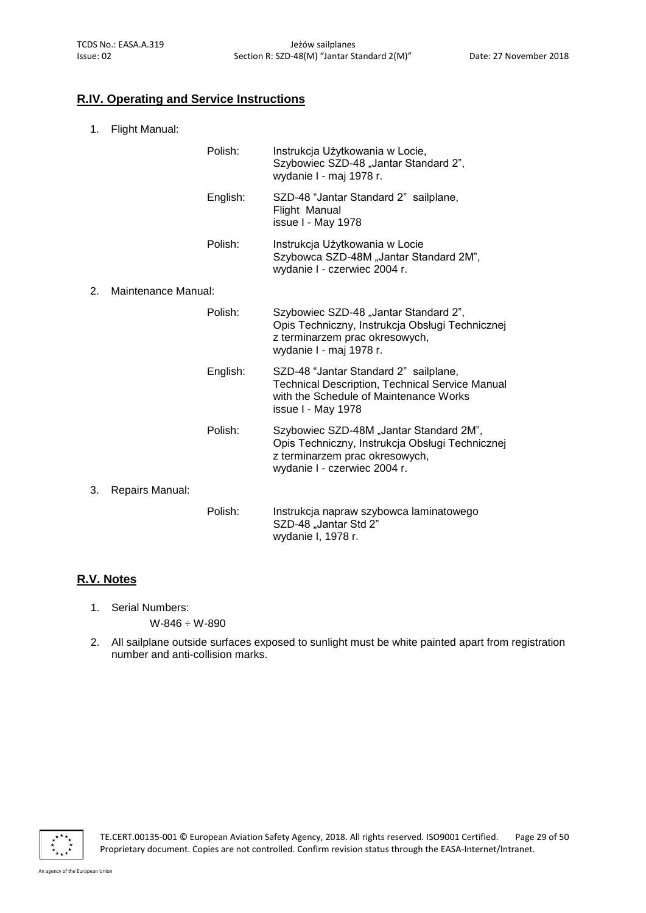## R.IV. Operating and Service Instructions

1. Flight Manual:

| | |
|---|---|
| Polish: | Instrukcja Użytkowania w Locie, Szybowiec SZD-48 „Jantar Standard 2", wydanie I - maj 1978 r. |
| English: | SZD-48 "Jantar Standard 2" sailplane, Flight Manual issue I - May 1978 |
| Polish: | Instrukcja Użytkowania w Locie Szybowca SZD-48M „Jantar Standard 2M", wydanie I - czerwiec 2004 r. |

2. Maintenance Manual:

| | |
|---|---|
| Polish: | Szybowiec SZD-48 „Jantar Standard 2", Opis Techniczny, Instrukcja Obsługi Technicznej z terminarzem prac okresowych, wydanie I - maj 1978 r. |
| English: | SZD-48 "Jantar Standard 2" sailplane, Technical Description, Technical Service Manual with the Schedule of Maintenance Works issue I - May 1978 |
| Polish: | Szybowiec SZD-48M „Jantar Standard 2M", Opis Techniczny, Instrukcja Obsługi Technicznej z terminarzem prac okresowych, wydanie I - czerwiec 2004 r. |

3. Repairs Manual:

| | |
|---|---|
| Polish: | Instrukcja napraw szybowca laminatowego SZD-48 „Jantar Std 2" wydanie I, 1978 r. |

## R.V. Notes

1. Serial Numbers:

   W-846 ÷ W-890

2. All sailplane outside surfaces exposed to sunlight must be white painted apart from registration number and anti-collision marks.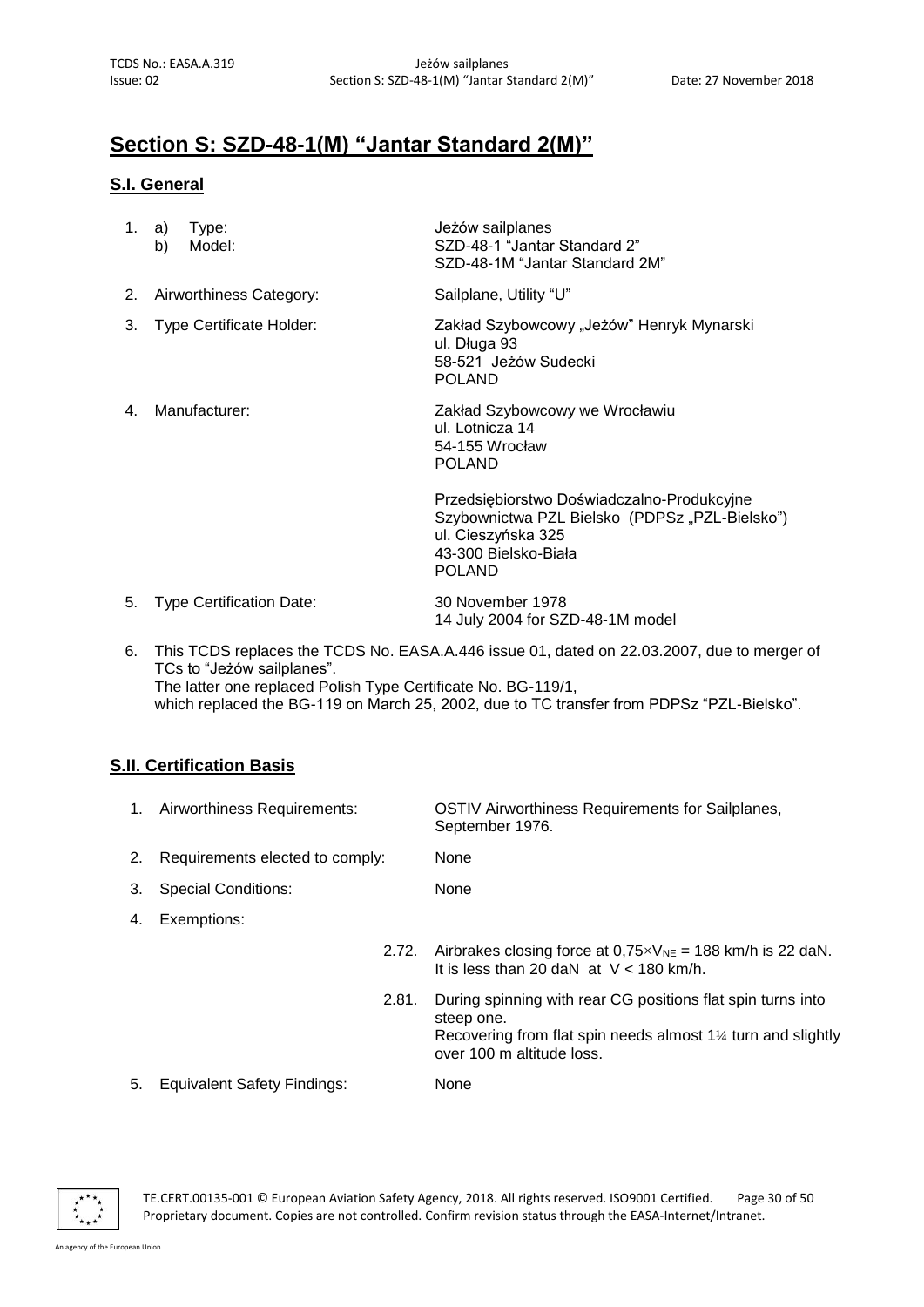# Section S: SZD-48-1(M) "Jantar Standard 2(M)"

## S.I. General

1. a) Type: Jeżów sailplanes
   b) Model: SZD-48-1 "Jantar Standard 2"
   SZD-48-1M "Jantar Standard 2M"
2. Airworthiness Category: Sailplane, Utility "U"
3. Type Certificate Holder: Zakład Szybowcowy „Jeżów" Henryk Mynarski
   ul. Długa 93
   58-521 Jeżów Sudecki
   POLAND
4. Manufacturer: Zakład Szybowcowy we Wrocławiu
   ul. Lotnicza 14
   54-155 Wrocław
   POLAND

   Przedsiębiorstwo Doświadczalno-Produkcyjne
   Szybownictwa PZL Bielsko (PDPSz „PZL-Bielsko")
   ul. Cieszyńska 325
   43-300 Bielsko-Biała
   POLAND
5. Type Certification Date: 30 November 1978
   14 July 2004 for SZD-48-1M model
6. This TCDS replaces the TCDS No. EASA.A.446 issue 01, dated on 22.03.2007, due to merger of TCs to "Jeżów sailplanes".
   The latter one replaced Polish Type Certificate No. BG-119/1,
   which replaced the BG-119 on March 25, 2002, due to TC transfer from PDPSz "PZL-Bielsko".

## S.II. Certification Basis

1. Airworthiness Requirements: OSTIV Airworthiness Requirements for Sailplanes, September 1976.
2. Requirements elected to comply: None
3. Special Conditions: None
4. Exemptions:

   2.72. Airbrakes closing force at $0{,}75 \times V_{NE}$ = 188 km/h is 22 daN. It is less than 20 daN at V < 180 km/h.

   2.81. During spinning with rear CG positions flat spin turns into steep one.
   Recovering from flat spin needs almost 1¼ turn and slightly over 100 m altitude loss.
5. Equivalent Safety Findings: None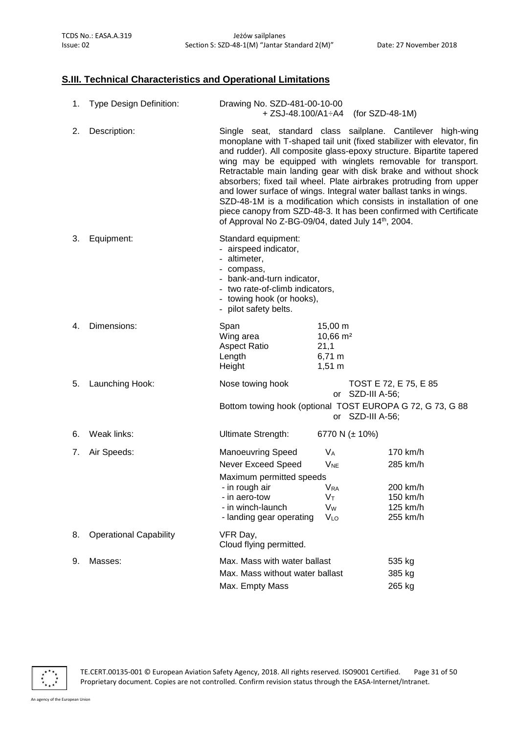## S.III. Technical Characteristics and Operational Limitations

1. Type Design Definition: Drawing No. SZD-481-00-10-00
 + ZSJ-48.100/A1÷A4 (for SZD-48-1M)

2. Description: Single seat, standard class sailplane. Cantilever high-wing monoplane with T-shaped tail unit (fixed stabilizer with elevator, fin and rudder). All composite glass-epoxy structure. Bipartite tapered wing may be equipped with winglets removable for transport. Retractable main landing gear with disk brake and without shock absorbers; fixed tail wheel. Plate airbrakes protruding from upper and lower surface of wings. Integral water ballast tanks in wings.
 SZD-48-1M is a modification which consists in installation of one piece canopy from SZD-48-3. It has been confirmed with Certificate of Approval No Z-BG-09/04, dated July 14th, 2004.

3. Equipment: Standard equipment:
 - airspeed indicator,
 - altimeter,
 - compass,
 - bank-and-turn indicator,
 - two rate-of-climb indicators,
 - towing hook (or hooks),
 - pilot safety belts.

4. Dimensions:

| | |
|---|---|
| Span | 15,00 m |
| Wing area | 10,66 m² |
| Aspect Ratio | 21,1 |
| Length | 6,71 m |
| Height | 1,51 m |

5. Launching Hook: Nose towing hook TOST E 72, E 75, E 85 or SZD-III A-56;
 Bottom towing hook (optional TOST EUROPA G 72, G 73, G 88 or SZD-III A-56;

6. Weak links: Ultimate Strength: 6770 N (± 10%)

7. Air Speeds:

| | | |
|---|---|---|
| Manoeuvring Speed | $V_A$ | 170 km/h |
| Never Exceed Speed | $V_{NE}$ | 285 km/h |
| Maximum permitted speeds | | |
| - in rough air | $V_{RA}$ | 200 km/h |
| - in aero-tow | $V_T$ | 150 km/h |
| - in winch-launch | $V_W$ | 125 km/h |
| - landing gear operating | $V_{LO}$ | 255 km/h |

8. Operational Capability VFR Day,
 Cloud flying permitted.

9. Masses:

| | |
|---|---|
| Max. Mass with water ballast | 535 kg |
| Max. Mass without water ballast | 385 kg |
| Max. Empty Mass | 265 kg |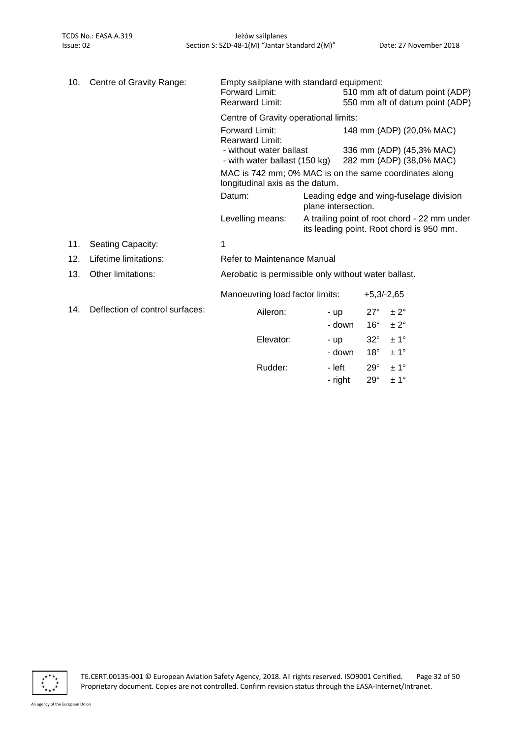10. Centre of Gravity Range:

Empty sailplane with standard equipment:

| | |
|---|---|
| Forward Limit: | 510 mm aft of datum point (ADP) |
| Rearward Limit: | 550 mm aft of datum point (ADP) |

Centre of Gravity operational limits:

| | |
|---|---|
| Forward Limit: | 148 mm (ADP) (20,0% MAC) |
| Rearward Limit: | |
| - without water ballast | 336 mm (ADP) (45,3% MAC) |
| - with water ballast (150 kg) | 282 mm (ADP) (38,0% MAC) |

MAC is 742 mm; 0% MAC is on the same coordinates along longitudinal axis as the datum.

| | |
|---|---|
| Datum: | Leading edge and wing-fuselage division plane intersection. |
| Levelling means: | A trailing point of root chord - 22 mm under its leading point. Root chord is 950 mm. |

11. Seating Capacity: 1

12. Lifetime limitations: Refer to Maintenance Manual

13. Other limitations: Aerobatic is permissible only without water ballast.

Manoeuvring load factor limits: +5,3/-2,65

14. Deflection of control surfaces:

| Surface | Direction | Deflection | Tolerance |
|---|---|---|---|
| Aileron: | - up | 27° | ± 2° |
| | - down | 16° | ± 2° |
| Elevator: | - up | 32° | ± 1° |
| | - down | 18° | ± 1° |
| Rudder: | - left | 29° | ± 1° |
| | - right | 29° | ± 1° |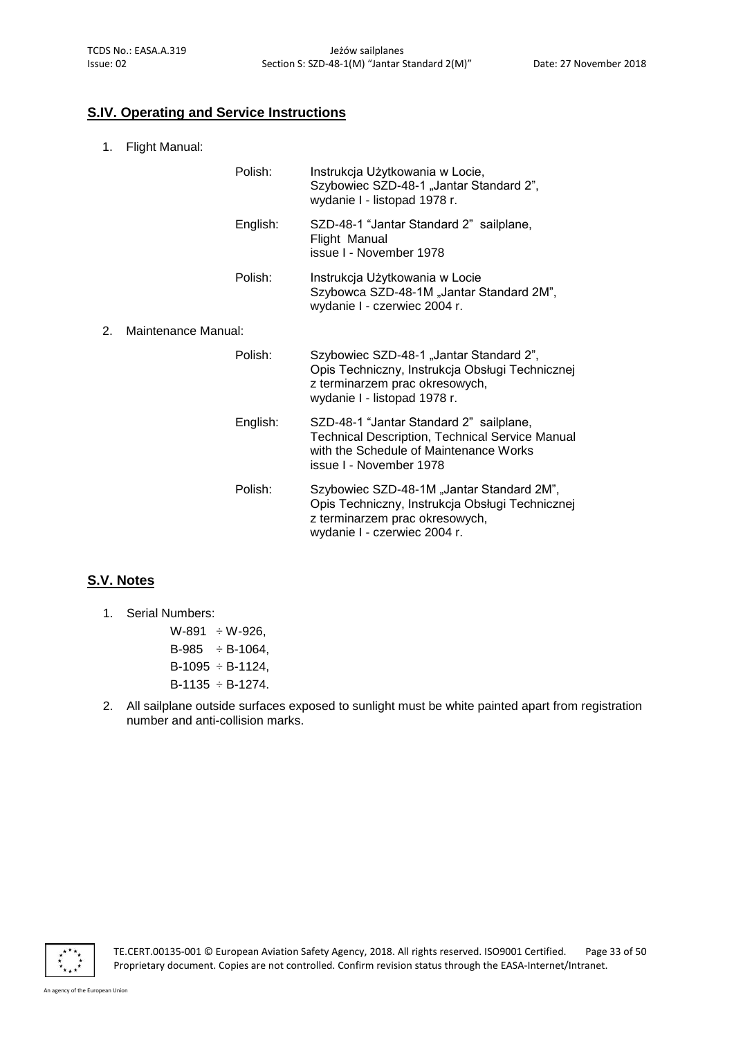## S.IV. Operating and Service Instructions

1. Flight Manual:

| | |
|---|---|
| Polish: | Instrukcja Użytkowania w Locie, Szybowiec SZD-48-1 „Jantar Standard 2", wydanie I - listopad 1978 r. |
| English: | SZD-48-1 "Jantar Standard 2" sailplane, Flight Manual issue I - November 1978 |
| Polish: | Instrukcja Użytkowania w Locie Szybowca SZD-48-1M „Jantar Standard 2M", wydanie I - czerwiec 2004 r. |

2. Maintenance Manual:

| | |
|---|---|
| Polish: | Szybowiec SZD-48-1 „Jantar Standard 2", Opis Techniczny, Instrukcja Obsługi Technicznej z terminarzem prac okresowych, wydanie I - listopad 1978 r. |
| English: | SZD-48-1 "Jantar Standard 2" sailplane, Technical Description, Technical Service Manual with the Schedule of Maintenance Works issue I - November 1978 |
| Polish: | Szybowiec SZD-48-1M „Jantar Standard 2M", Opis Techniczny, Instrukcja Obsługi Technicznej z terminarzem prac okresowych, wydanie I - czerwiec 2004 r. |

## S.V. Notes

1. Serial Numbers:
   W-891 ÷ W-926,
   B-985 ÷ B-1064,
   B-1095 ÷ B-1124,
   B-1135 ÷ B-1274.
2. All sailplane outside surfaces exposed to sunlight must be white painted apart from registration number and anti-collision marks.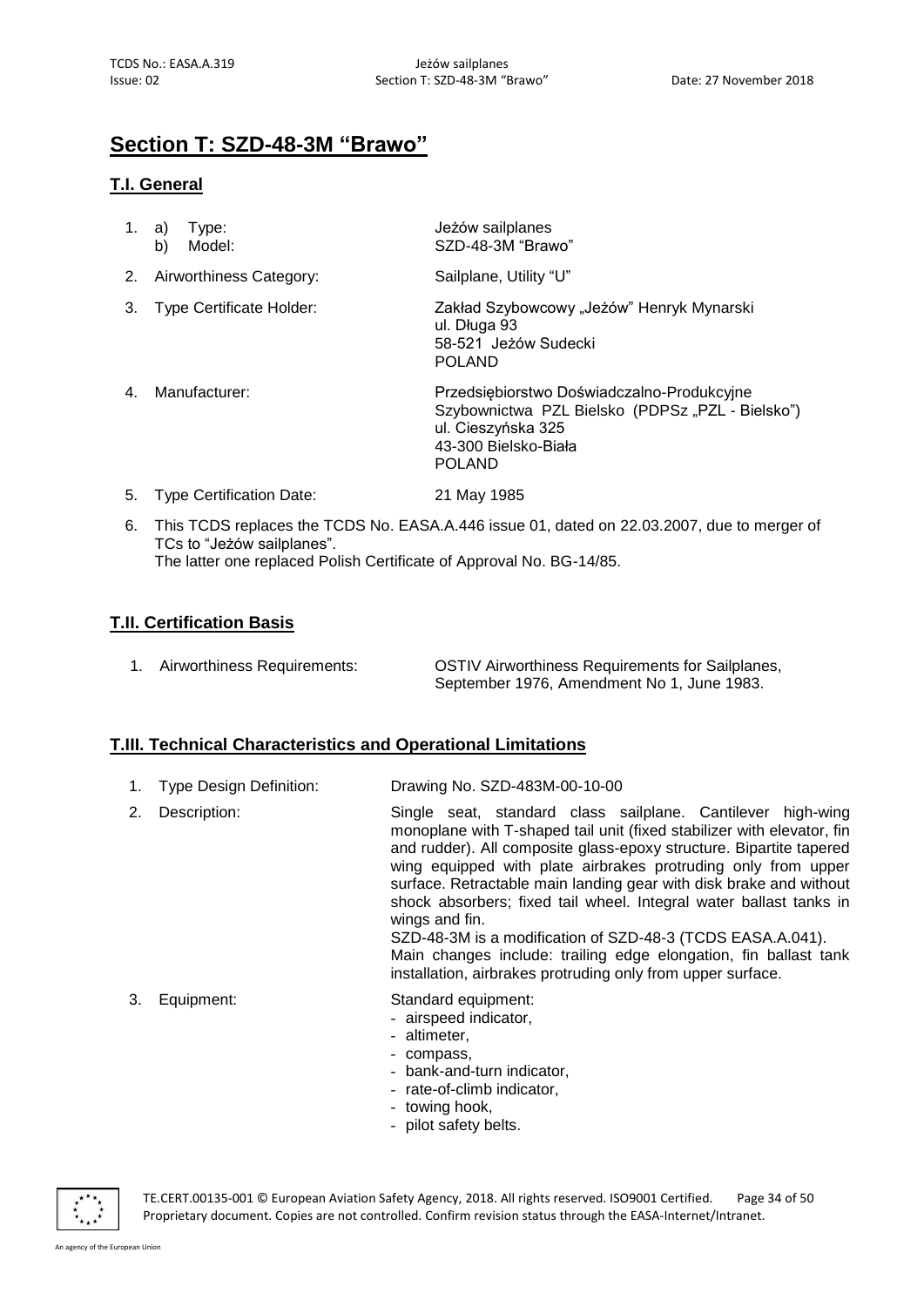# Section T: SZD-48-3M "Brawo"

## T.I. General

1. a) Type: Jeżów sailplanes
   b) Model: SZD-48-3M "Brawo"

2. Airworthiness Category: Sailplane, Utility "U"

3. Type Certificate Holder: Zakład Szybowcowy „Jeżów" Henryk Mynarski
   ul. Długa 93
   58-521 Jeżów Sudecki
   POLAND

4. Manufacturer: Przedsiębiorstwo Doświadczalno-Produkcyjne Szybownictwa PZL Bielsko (PDPSz „PZL - Bielsko")
   ul. Cieszyńska 325
   43-300 Bielsko-Biała
   POLAND

5. Type Certification Date: 21 May 1985

6. This TCDS replaces the TCDS No. EASA.A.446 issue 01, dated on 22.03.2007, due to merger of TCs to "Jeżów sailplanes".
   The latter one replaced Polish Certificate of Approval No. BG-14/85.

## T.II. Certification Basis

1. Airworthiness Requirements: OSTIV Airworthiness Requirements for Sailplanes, September 1976, Amendment No 1, June 1983.

## T.III. Technical Characteristics and Operational Limitations

1. Type Design Definition: Drawing No. SZD-483M-00-10-00

2. Description: Single seat, standard class sailplane. Cantilever high-wing monoplane with T-shaped tail unit (fixed stabilizer with elevator, fin and rudder). All composite glass-epoxy structure. Bipartite tapered wing equipped with plate airbrakes protruding only from upper surface. Retractable main landing gear with disk brake and without shock absorbers; fixed tail wheel. Integral water ballast tanks in wings and fin.
   SZD-48-3M is a modification of SZD-48-3 (TCDS EASA.A.041).
   Main changes include: trailing edge elongation, fin ballast tank installation, airbrakes protruding only from upper surface.

3. Equipment: Standard equipment:
   - airspeed indicator,
   - altimeter,
   - compass,
   - bank-and-turn indicator,
   - rate-of-climb indicator,
   - towing hook,
   - pilot safety belts.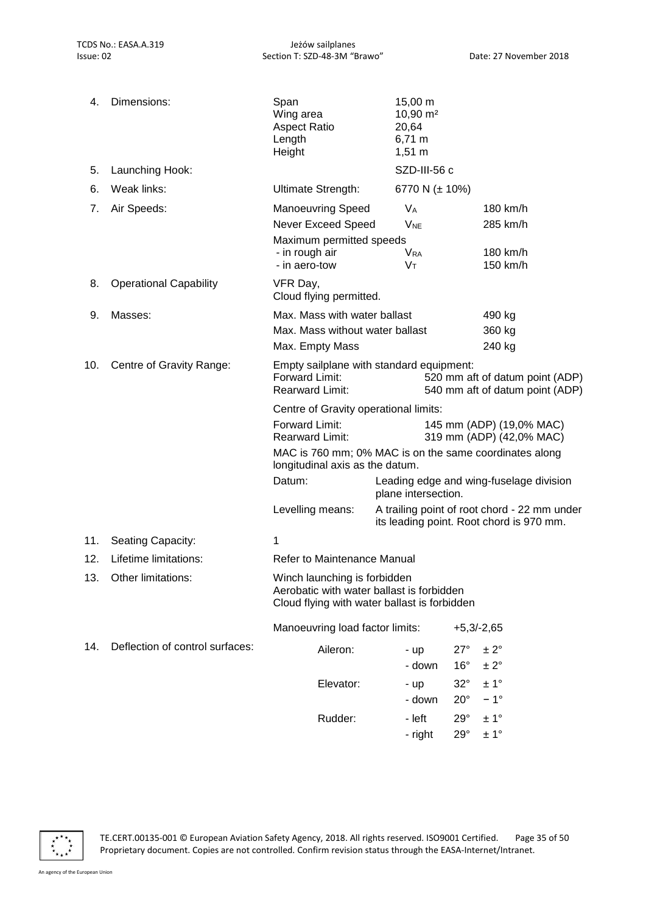| | | | | |
|---|---|---|---|---|
| 4. | Dimensions: | Span<br>Wing area<br>Aspect Ratio<br>Length<br>Height | 15,00 m<br>10,90 m²<br>20,64<br>6,71 m<br>1,51 m | |
| 5. | Launching Hook: | | SZD-III-56 c | |
| 6. | Weak links: | Ultimate Strength: | 6770 N (± 10%) | |
| 7. | Air Speeds: | Manoeuvring Speed | $V_A$ | 180 km/h |
| | | Never Exceed Speed | $V_{NE}$ | 285 km/h |
| | | Maximum permitted speeds<br>- in rough air<br>- in aero-tow | <br>$V_{RA}$<br>$V_T$ | <br>180 km/h<br>150 km/h |
| 8. | Operational Capability | VFR Day,<br>Cloud flying permitted. | | |
| 9. | Masses: | Max. Mass with water ballast | | 490 kg |
| | | Max. Mass without water ballast | | 360 kg |
| | | Max. Empty Mass | | 240 kg |

10. Centre of Gravity Range:

Empty sailplane with standard equipment:

| | |
|---|---|
| Forward Limit: | 520 mm aft of datum point (ADP) |
| Rearward Limit: | 540 mm aft of datum point (ADP) |

Centre of Gravity operational limits:

| | |
|---|---|
| Forward Limit: | 145 mm (ADP) (19,0% MAC) |
| Rearward Limit: | 319 mm (ADP) (42,0% MAC) |

MAC is 760 mm; 0% MAC is on the same coordinates along longitudinal axis as the datum.

| | |
|---|---|
| Datum: | Leading edge and wing-fuselage division plane intersection. |
| Levelling means: | A trailing point of root chord - 22 mm under its leading point. Root chord is 970 mm. |

11. Seating Capacity: 1

12. Lifetime limitations: Refer to Maintenance Manual

13. Other limitations:

Winch launching is forbidden
Aerobatic with water ballast is forbidden
Cloud flying with water ballast is forbidden

Manoeuvring load factor limits: +5,3/-2,65

14. Deflection of control surfaces:

| Surface | Direction | Deflection | Tolerance |
|---|---|---|---|
| Aileron: | - up | 27° | ± 2° |
| | - down | 16° | ± 2° |
| Elevator: | - up | 32° | ± 1° |
| | - down | 20° | − 1° |
| Rudder: | - left | 29° | ± 1° |
| | - right | 29° | ± 1° |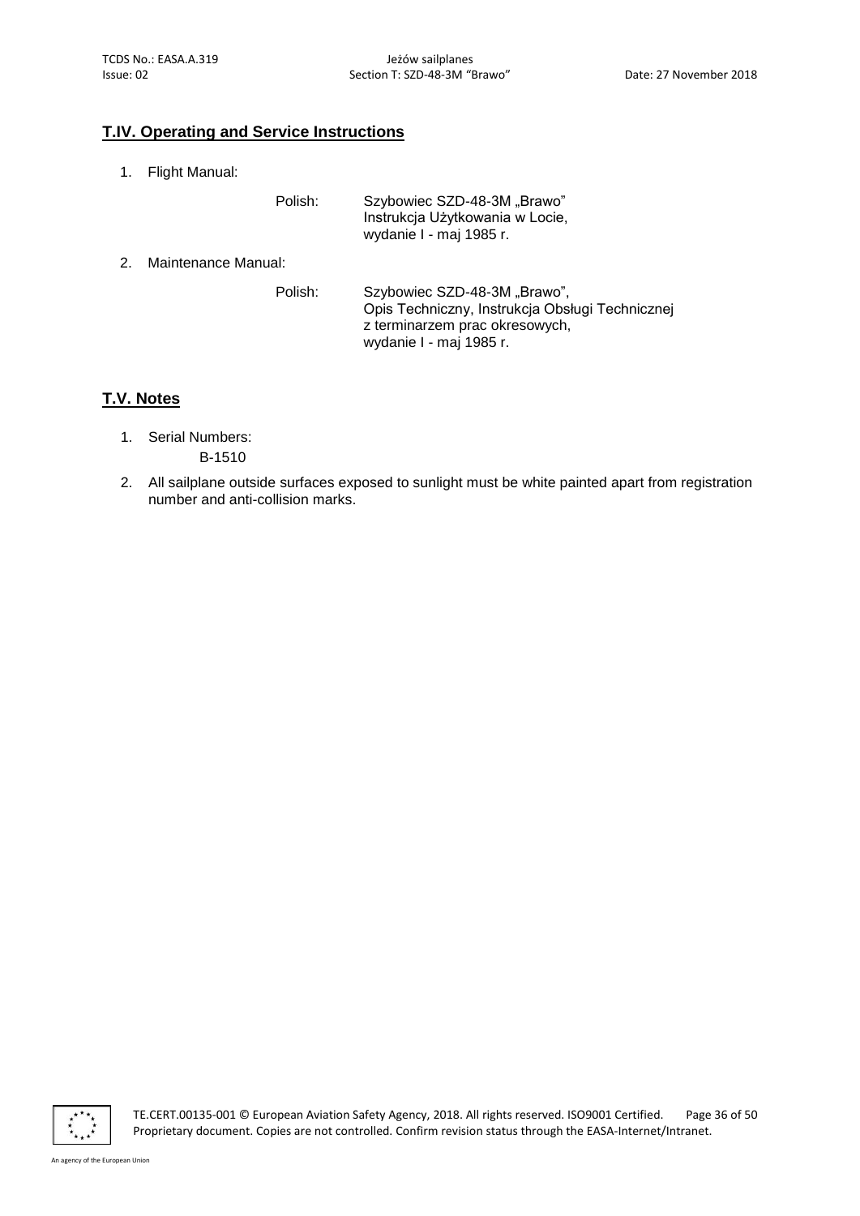## T.IV. Operating and Service Instructions

1. Flight Manual:

   Polish: Szybowiec SZD-48-3M „Brawo"
   Instrukcja Użytkowania w Locie,
   wydanie I - maj 1985 r.

2. Maintenance Manual:

   Polish: Szybowiec SZD-48-3M „Brawo",
   Opis Techniczny, Instrukcja Obsługi Technicznej
   z terminarzem prac okresowych,
   wydanie I - maj 1985 r.

## T.V. Notes

1. Serial Numbers:
   B-1510
2. All sailplane outside surfaces exposed to sunlight must be white painted apart from registration number and anti-collision marks.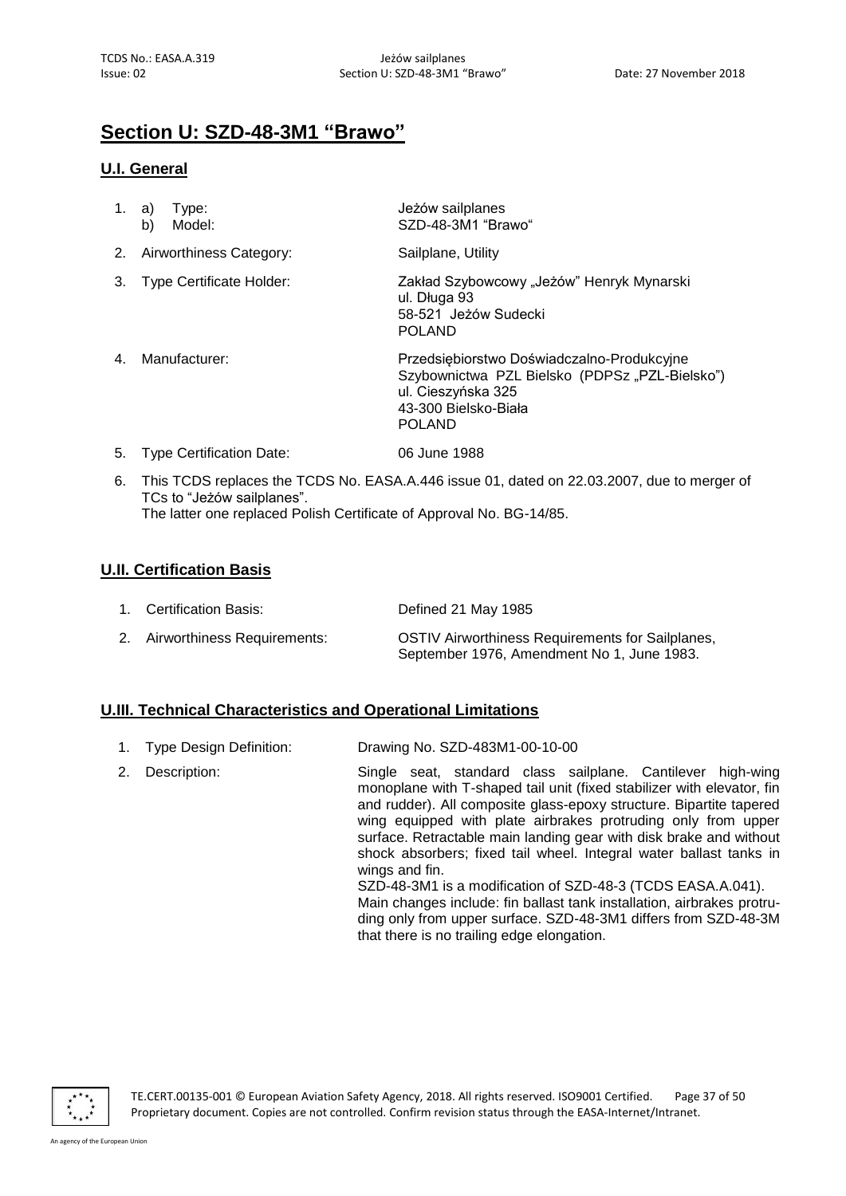# Section U: SZD-48-3M1 "Brawo"

## U.I. General

| | | |
|---|---|---|
| 1. | a) Type:<br>b) Model: | Jeżów sailplanes<br>SZD-48-3M1 "Brawo" |
| 2. | Airworthiness Category: | Sailplane, Utility |
| 3. | Type Certificate Holder: | Zakład Szybowcowy „Jeżów" Henryk Mynarski<br>ul. Długa 93<br>58-521 Jeżów Sudecki<br>POLAND |
| 4. | Manufacturer: | Przedsiębiorstwo Doświadczalno-Produkcyjne Szybownictwa PZL Bielsko (PDPSz „PZL-Bielsko")<br>ul. Cieszyńska 325<br>43-300 Bielsko-Biała<br>POLAND |
| 5. | Type Certification Date: | 06 June 1988 |

6. This TCDS replaces the TCDS No. EASA.A.446 issue 01, dated on 22.03.2007, due to merger of TCs to "Jeżów sailplanes".
   The latter one replaced Polish Certificate of Approval No. BG-14/85.

## U.II. Certification Basis

| | | |
|---|---|---|
| 1. | Certification Basis: | Defined 21 May 1985 |
| 2. | Airworthiness Requirements: | OSTIV Airworthiness Requirements for Sailplanes, September 1976, Amendment No 1, June 1983. |

## U.III. Technical Characteristics and Operational Limitations

| | | |
|---|---|---|
| 1. | Type Design Definition: | Drawing No. SZD-483M1-00-10-00 |
| 2. | Description: | Single seat, standard class sailplane. Cantilever high-wing monoplane with T-shaped tail unit (fixed stabilizer with elevator, fin and rudder). All composite glass-epoxy structure. Bipartite tapered wing equipped with plate airbrakes protruding only from upper surface. Retractable main landing gear with disk brake and without shock absorbers; fixed tail wheel. Integral water ballast tanks in wings and fin.<br>SZD-48-3M1 is a modification of SZD-48-3 (TCDS EASA.A.041). Main changes include: fin ballast tank installation, airbrakes protruding only from upper surface. SZD-48-3M1 differs from SZD-48-3M that there is no trailing edge elongation. |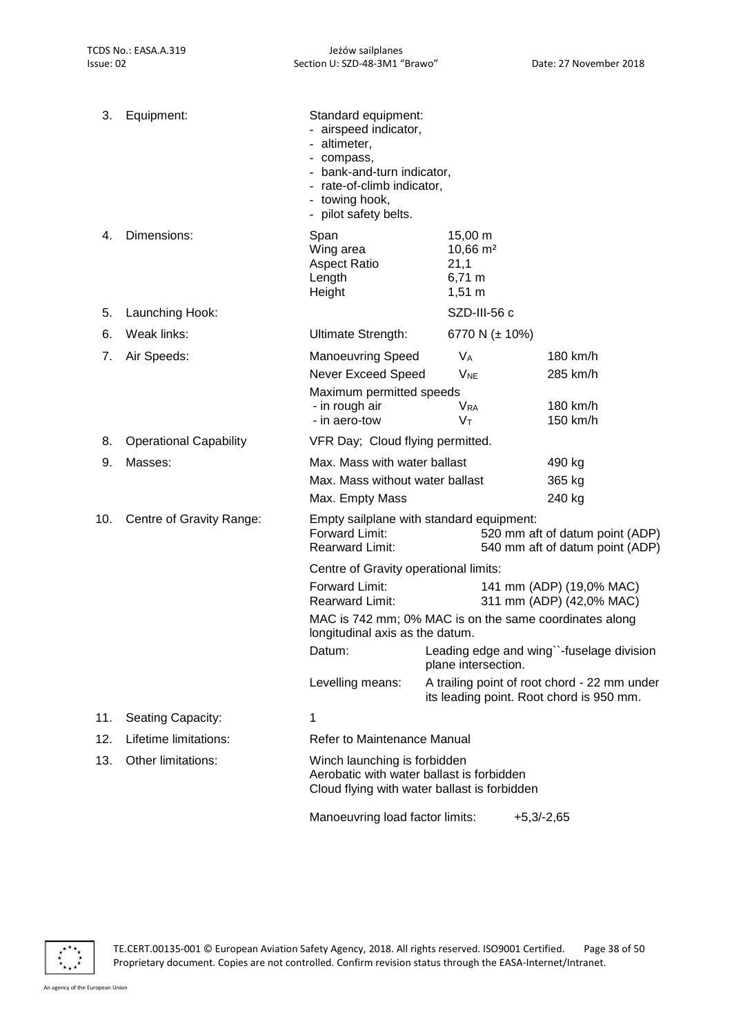3. Equipment:

Standard equipment:
- airspeed indicator,
- altimeter,
- compass,
- bank-and-turn indicator,
- rate-of-climb indicator,
- towing hook,
- pilot safety belts.

4. Dimensions:

| | |
|---|---|
| Span | 15,00 m |
| Wing area | 10,66 m² |
| Aspect Ratio | 21,1 |
| Length | 6,71 m |
| Height | 1,51 m |

5. Launching Hook: SZD-III-56 c

6. Weak links: Ultimate Strength: 6770 N (± 10%)

7. Air Speeds:

| | | |
|---|---|---|
| Manoeuvring Speed | $V_A$ | 180 km/h |
| Never Exceed Speed | $V_{NE}$ | 285 km/h |
| Maximum permitted speeds | | |
| - in rough air | $V_{RA}$ | 180 km/h |
| - in aero-tow | $V_T$ | 150 km/h |

8. Operational Capability: VFR Day; Cloud flying permitted.

9. Masses:

| | |
|---|---|
| Max. Mass with water ballast | 490 kg |
| Max. Mass without water ballast | 365 kg |
| Max. Empty Mass | 240 kg |

10. Centre of Gravity Range:

Empty sailplane with standard equipment:
Forward Limit: 520 mm aft of datum point (ADP)
Rearward Limit: 540 mm aft of datum point (ADP)

Centre of Gravity operational limits:
Forward Limit: 141 mm (ADP) (19,0% MAC)
Rearward Limit: 311 mm (ADP) (42,0% MAC)

MAC is 742 mm; 0% MAC is on the same coordinates along longitudinal axis as the datum.

Datum: Leading edge and wing``-fuselage division plane intersection.

Levelling means: A trailing point of root chord - 22 mm under its leading point. Root chord is 950 mm.

11. Seating Capacity: 1

12. Lifetime limitations: Refer to Maintenance Manual

13. Other limitations:

Winch launching is forbidden
Aerobatic with water ballast is forbidden
Cloud flying with water ballast is forbidden

Manoeuvring load factor limits: +5,3/-2,65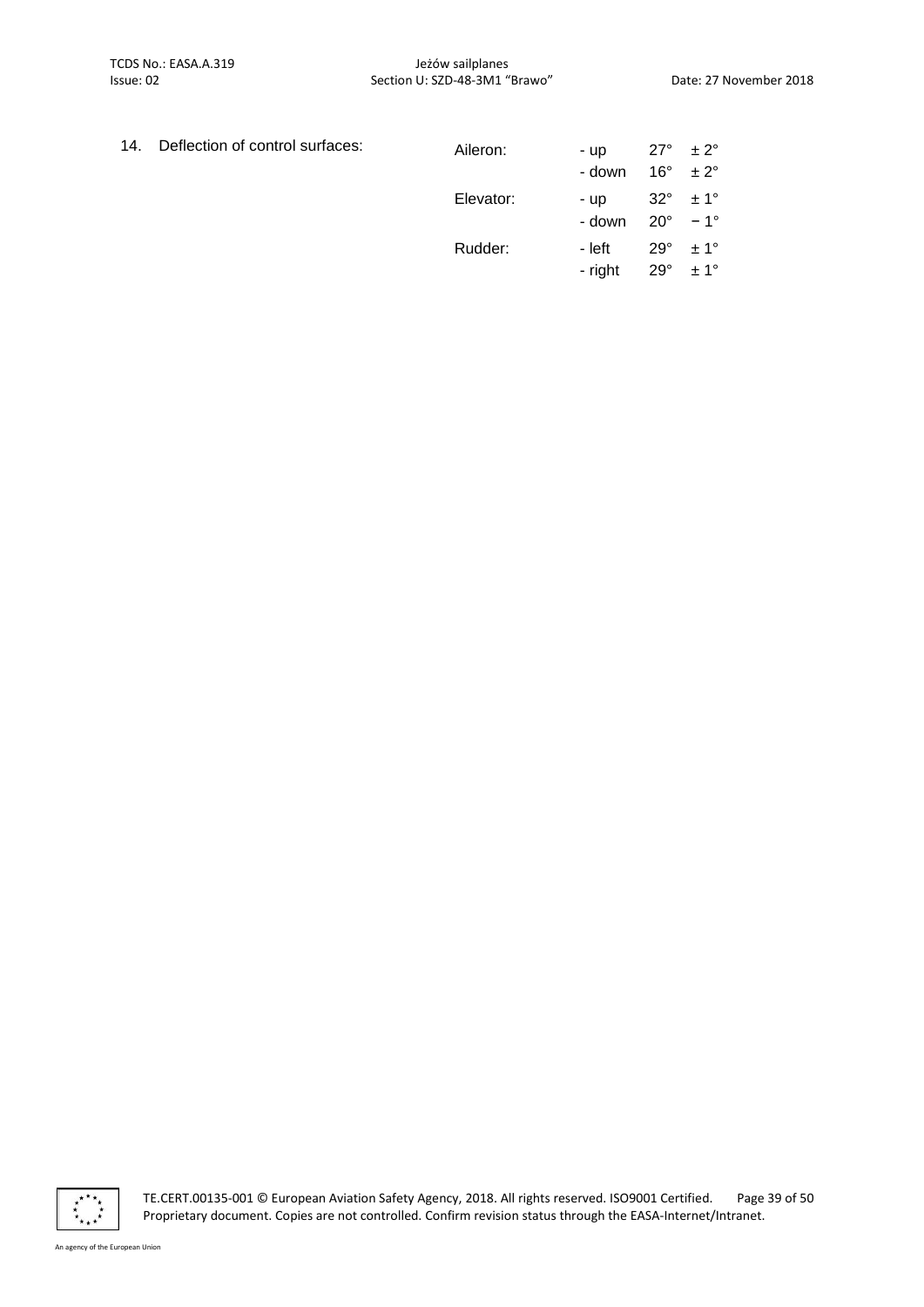14. Deflection of control surfaces:

| | | | |
|---|---|---|---|
| Aileron: | - up | 27° | ± 2° |
| | - down | 16° | ± 2° |
| Elevator: | - up | 32° | ± 1° |
| | - down | 20° | − 1° |
| Rudder: | - left | 29° | ± 1° |
| | - right | 29° | ± 1° |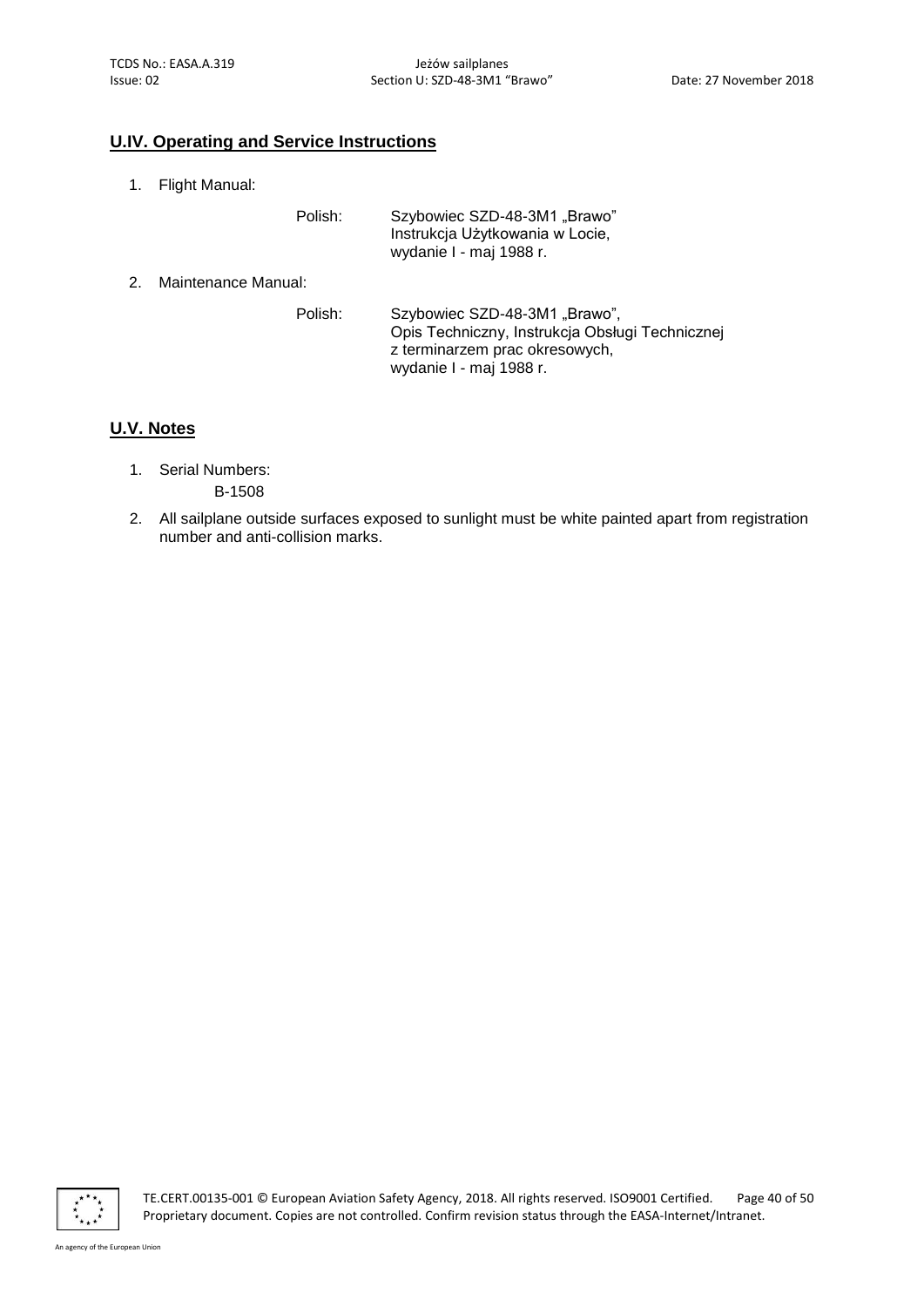## U.IV. Operating and Service Instructions

1. Flight Manual:

   Polish: Szybowiec SZD-48-3M1 „Brawo"
   Instrukcja Użytkowania w Locie,
   wydanie I - maj 1988 r.

2. Maintenance Manual:

   Polish: Szybowiec SZD-48-3M1 „Brawo",
   Opis Techniczny, Instrukcja Obsługi Technicznej
   z terminarzem prac okresowych,
   wydanie I - maj 1988 r.

## U.V. Notes

1. Serial Numbers:
   B-1508

2. All sailplane outside surfaces exposed to sunlight must be white painted apart from registration number and anti-collision marks.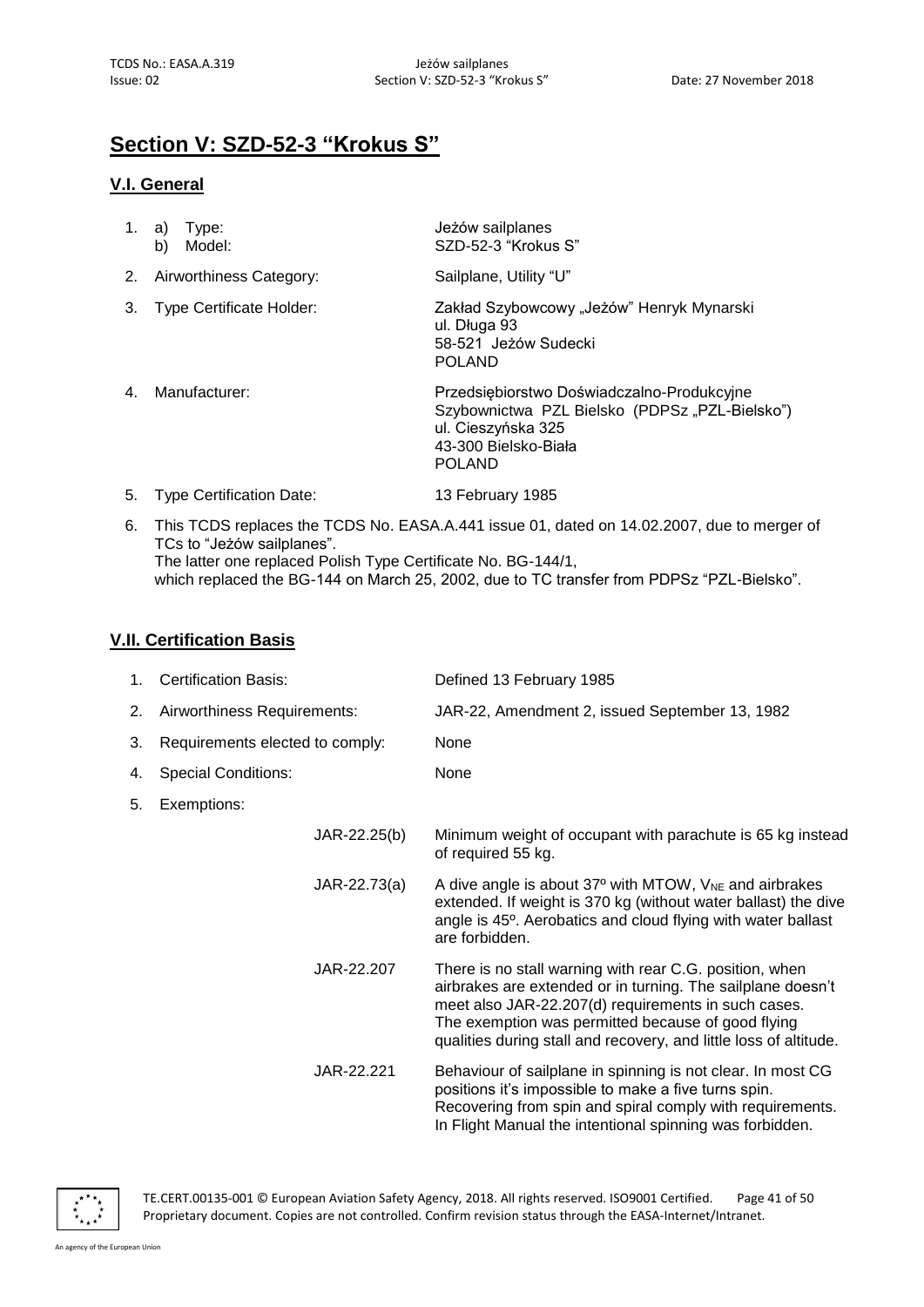# Section V: SZD-52-3 "Krokus S"

## V.I. General

1. a) Type: Jeżów sailplanes
   b) Model: SZD-52-3 "Krokus S"
2. Airworthiness Category: Sailplane, Utility "U"
3. Type Certificate Holder: Zakład Szybowcowy „Jeżów" Henryk Mynarski
   ul. Długa 93
   58-521 Jeżów Sudecki
   POLAND
4. Manufacturer: Przedsiębiorstwo Doświadczalno-Produkcyjne Szybownictwa PZL Bielsko (PDPSz „PZL-Bielsko")
   ul. Cieszyńska 325
   43-300 Bielsko-Biała
   POLAND
5. Type Certification Date: 13 February 1985
6. This TCDS replaces the TCDS No. EASA.A.441 issue 01, dated on 14.02.2007, due to merger of TCs to "Jeżów sailplanes".
   The latter one replaced Polish Type Certificate No. BG-144/1,
   which replaced the BG-144 on March 25, 2002, due to TC transfer from PDPSz "PZL-Bielsko".

## V.II. Certification Basis

1. Certification Basis: Defined 13 February 1985
2. Airworthiness Requirements: JAR-22, Amendment 2, issued September 13, 1982
3. Requirements elected to comply: None
4. Special Conditions: None
5. Exemptions:

| | |
|---|---|
| JAR-22.25(b) | Minimum weight of occupant with parachute is 65 kg instead of required 55 kg. |
| JAR-22.73(a) | A dive angle is about 37º with MTOW, $V_{NE}$ and airbrakes extended. If weight is 370 kg (without water ballast) the dive angle is 45º. Aerobatics and cloud flying with water ballast are forbidden. |
| JAR-22.207 | There is no stall warning with rear C.G. position, when airbrakes are extended or in turning. The sailplane doesn't meet also JAR-22.207(d) requirements in such cases. The exemption was permitted because of good flying qualities during stall and recovery, and little loss of altitude. |
| JAR-22.221 | Behaviour of sailplane in spinning is not clear. In most CG positions it's impossible to make a five turns spin. Recovering from spin and spiral comply with requirements. In Flight Manual the intentional spinning was forbidden. |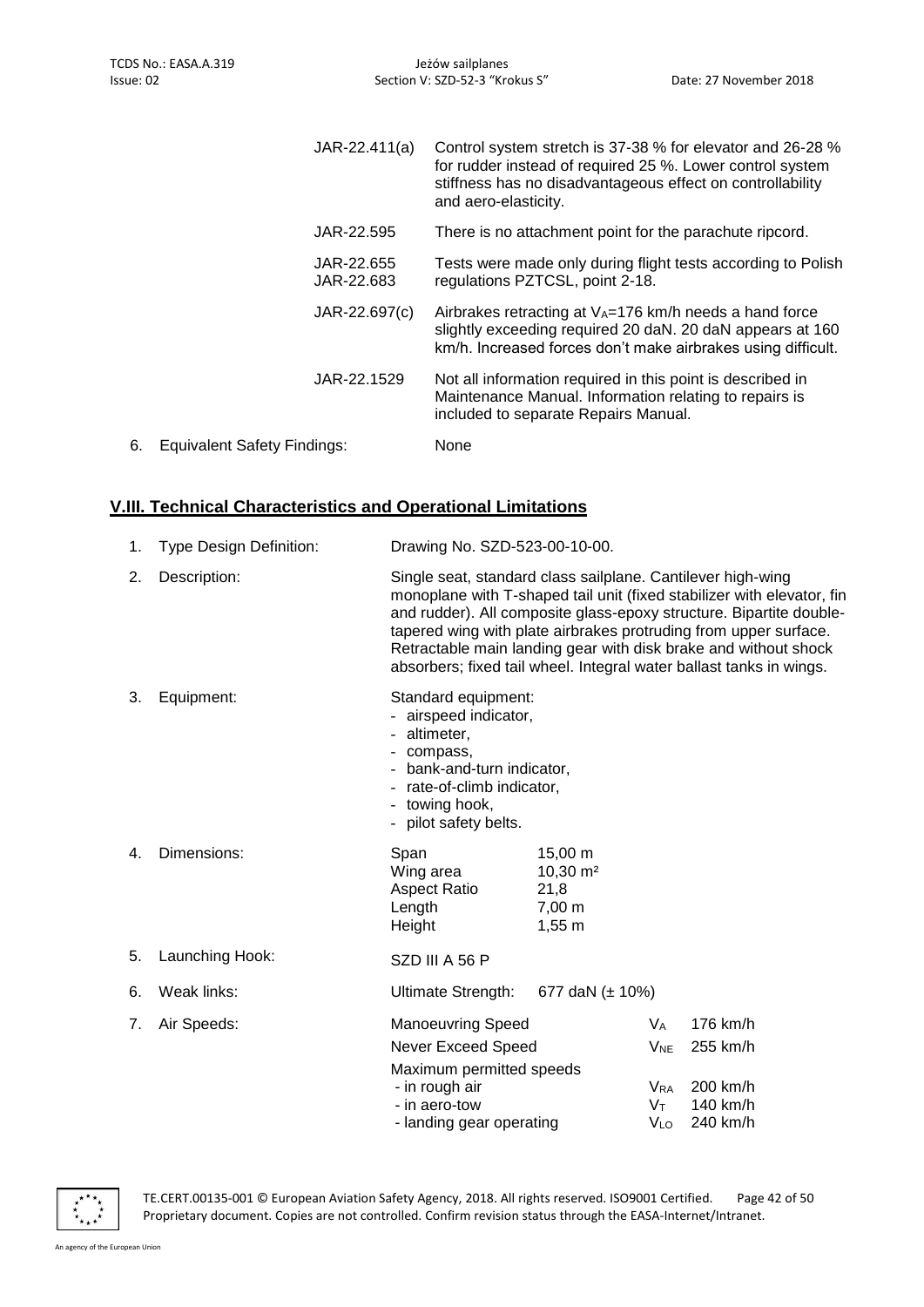| | |
|---|---|
| JAR-22.411(a) | Control system stretch is 37-38 % for elevator and 26-28 % for rudder instead of required 25 %. Lower control system stiffness has no disadvantageous effect on controllability and aero-elasticity. |
| JAR-22.595 | There is no attachment point for the parachute ripcord. |
| JAR-22.655<br>JAR-22.683 | Tests were made only during flight tests according to Polish regulations PZTCSL, point 2-18. |
| JAR-22.697(c) | Airbrakes retracting at $V_A$=176 km/h needs a hand force slightly exceeding required 20 daN. 20 daN appears at 160 km/h. Increased forces don't make airbrakes using difficult. |
| JAR-22.1529 | Not all information required in this point is described in Maintenance Manual. Information relating to repairs is included to separate Repairs Manual. |

6. Equivalent Safety Findings: None

## V.III. Technical Characteristics and Operational Limitations

1. Type Design Definition: Drawing No. SZD-523-00-10-00.

2. Description: Single seat, standard class sailplane. Cantilever high-wing monoplane with T-shaped tail unit (fixed stabilizer with elevator, fin and rudder). All composite glass-epoxy structure. Bipartite double-tapered wing with plate airbrakes protruding from upper surface. Retractable main landing gear with disk brake and without shock absorbers; fixed tail wheel. Integral water ballast tanks in wings.

3. Equipment: Standard equipment:
   - airspeed indicator,
   - altimeter,
   - compass,
   - bank-and-turn indicator,
   - rate-of-climb indicator,
   - towing hook,
   - pilot safety belts.

4. Dimensions:

| | |
|---|---|
| Span | 15,00 m |
| Wing area | 10,30 m² |
| Aspect Ratio | 21,8 |
| Length | 7,00 m |
| Height | 1,55 m |

5. Launching Hook: SZD III A 56 P

6. Weak links: Ultimate Strength: 677 daN (± 10%)

7. Air Speeds:

| | | |
|---|---|---|
| Manoeuvring Speed | $V_A$ | 176 km/h |
| Never Exceed Speed | $V_{NE}$ | 255 km/h |
| Maximum permitted speeds | | |
| - in rough air | $V_{RA}$ | 200 km/h |
| - in aero-tow | $V_T$ | 140 km/h |
| - landing gear operating | $V_{LO}$ | 240 km/h |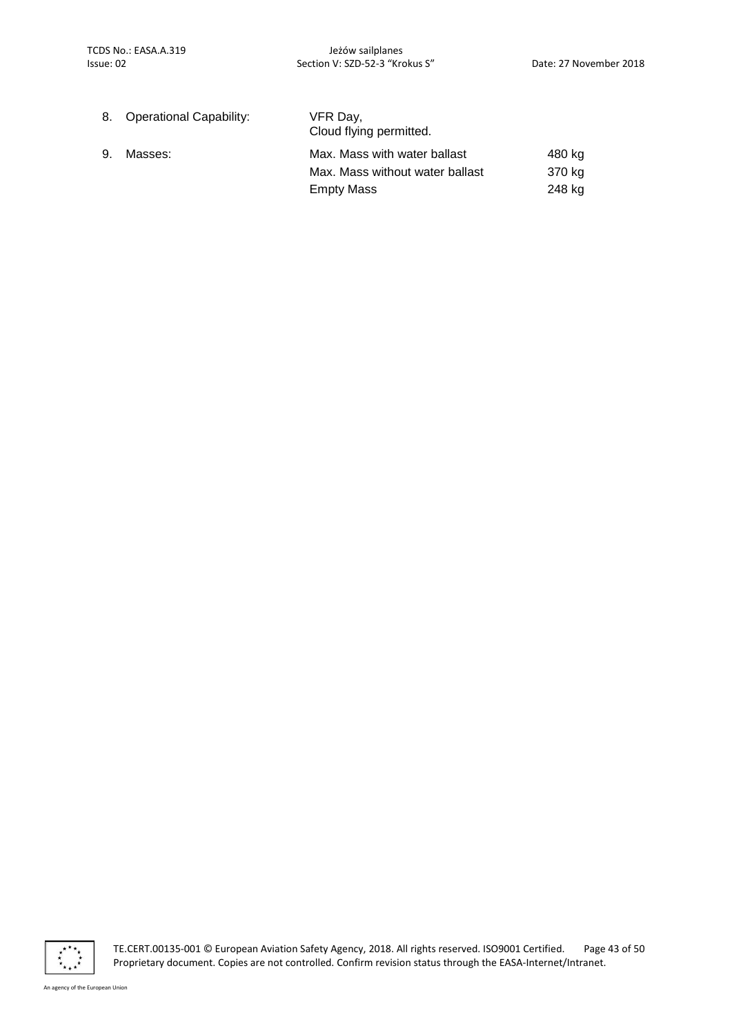8. Operational Capability: VFR Day,
   Cloud flying permitted.

9. Masses:

| | |
|---|---|
| Max. Mass with water ballast | 480 kg |
| Max. Mass without water ballast | 370 kg |
| Empty Mass | 248 kg |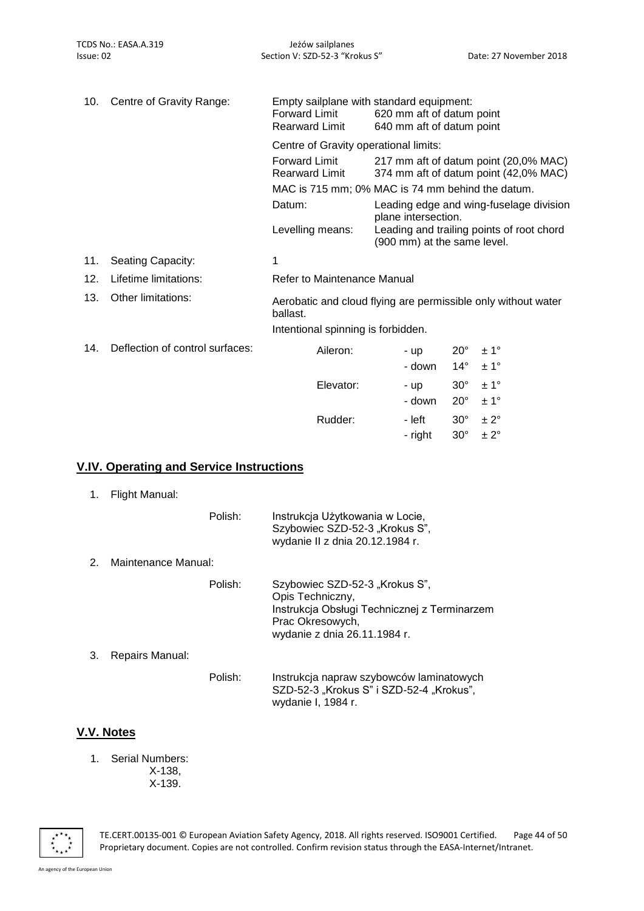10. Centre of Gravity Range:

Empty sailplane with standard equipment:

| | |
|---|---|
| Forward Limit | 620 mm aft of datum point |
| Rearward Limit | 640 mm aft of datum point |

Centre of Gravity operational limits:

| | |
|---|---|
| Forward Limit | 217 mm aft of datum point (20,0% MAC) |
| Rearward Limit | 374 mm aft of datum point (42,0% MAC) |

MAC is 715 mm; 0% MAC is 74 mm behind the datum.

| | |
|---|---|
| Datum: | Leading edge and wing-fuselage division plane intersection. |
| Levelling means: | Leading and trailing points of root chord (900 mm) at the same level. |

11. Seating Capacity: 1

12. Lifetime limitations: Refer to Maintenance Manual

13. Other limitations: Aerobatic and cloud flying are permissible only without water ballast.

    Intentional spinning is forbidden.

14. Deflection of control surfaces:

| | | | |
|---|---|---|---|
| Aileron: | - up | 20° | ± 1° |
| | - down | 14° | ± 1° |
| Elevator: | - up | 30° | ± 1° |
| | - down | 20° | ± 1° |
| Rudder: | - left | 30° | ± 2° |
| | - right | 30° | ± 2° |

## V.IV. Operating and Service Instructions

1. Flight Manual:

   Polish: Instrukcja Użytkowania w Locie,
   Szybowiec SZD-52-3 „Krokus S",
   wydanie II z dnia 20.12.1984 r.

2. Maintenance Manual:

   Polish: Szybowiec SZD-52-3 „Krokus S",
   Opis Techniczny,
   Instrukcja Obsługi Technicznej z Terminarzem
   Prac Okresowych,
   wydanie z dnia 26.11.1984 r.

3. Repairs Manual:

   Polish: Instrukcja napraw szybowców laminatowych
   SZD-52-3 „Krokus S" i SZD-52-4 „Krokus",
   wydanie I, 1984 r.

## V.V. Notes

1. Serial Numbers:
   X-138,
   X-139.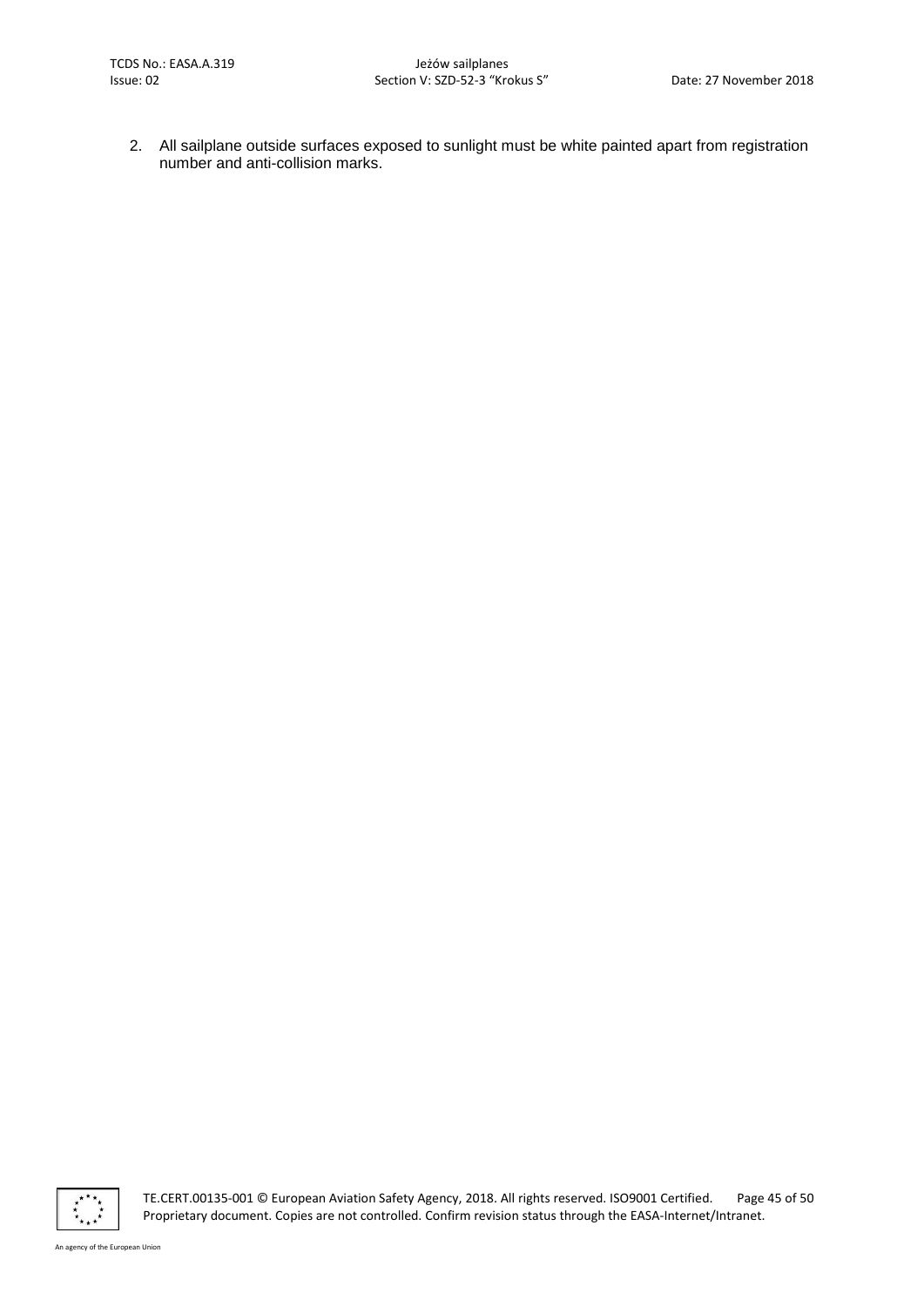2. All sailplane outside surfaces exposed to sunlight must be white painted apart from registration number and anti-collision marks.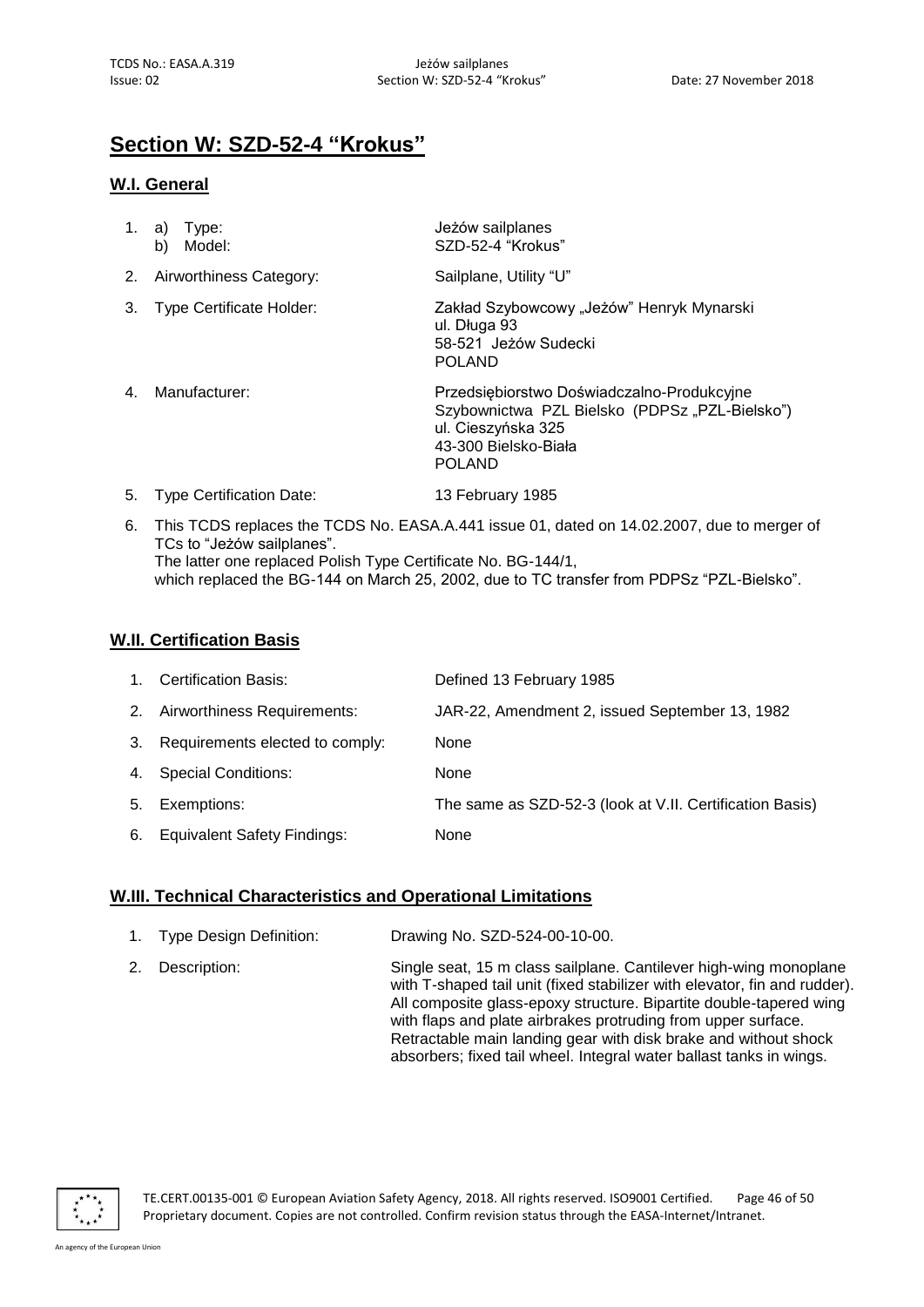# Section W: SZD-52-4 "Krokus"

## W.I. General

| | | |
|---|---|---|
| 1. | a) Type:<br>b) Model: | Jeżów sailplanes<br>SZD-52-4 "Krokus" |
| 2. | Airworthiness Category: | Sailplane, Utility "U" |
| 3. | Type Certificate Holder: | Zakład Szybowcowy „Jeżów" Henryk Mynarski<br>ul. Długa 93<br>58-521 Jeżów Sudecki<br>POLAND |
| 4. | Manufacturer: | Przedsiębiorstwo Doświadczalno-Produkcyjne Szybownictwa PZL Bielsko (PDPSz „PZL-Bielsko")<br>ul. Cieszyńska 325<br>43-300 Bielsko-Biała<br>POLAND |
| 5. | Type Certification Date: | 13 February 1985 |

6. This TCDS replaces the TCDS No. EASA.A.441 issue 01, dated on 14.02.2007, due to merger of TCs to "Jeżów sailplanes".
   The latter one replaced Polish Type Certificate No. BG-144/1,
   which replaced the BG-144 on March 25, 2002, due to TC transfer from PDPSz "PZL-Bielsko".

## W.II. Certification Basis

| | | |
|---|---|---|
| 1. | Certification Basis: | Defined 13 February 1985 |
| 2. | Airworthiness Requirements: | JAR-22, Amendment 2, issued September 13, 1982 |
| 3. | Requirements elected to comply: | None |
| 4. | Special Conditions: | None |
| 5. | Exemptions: | The same as SZD-52-3 (look at V.II. Certification Basis) |
| 6. | Equivalent Safety Findings: | None |

## W.III. Technical Characteristics and Operational Limitations

| | | |
|---|---|---|
| 1. | Type Design Definition: | Drawing No. SZD-524-00-10-00. |
| 2. | Description: | Single seat, 15 m class sailplane. Cantilever high-wing monoplane with T-shaped tail unit (fixed stabilizer with elevator, fin and rudder). All composite glass-epoxy structure. Bipartite double-tapered wing with flaps and plate airbrakes protruding from upper surface. Retractable main landing gear with disk brake and without shock absorbers; fixed tail wheel. Integral water ballast tanks in wings. |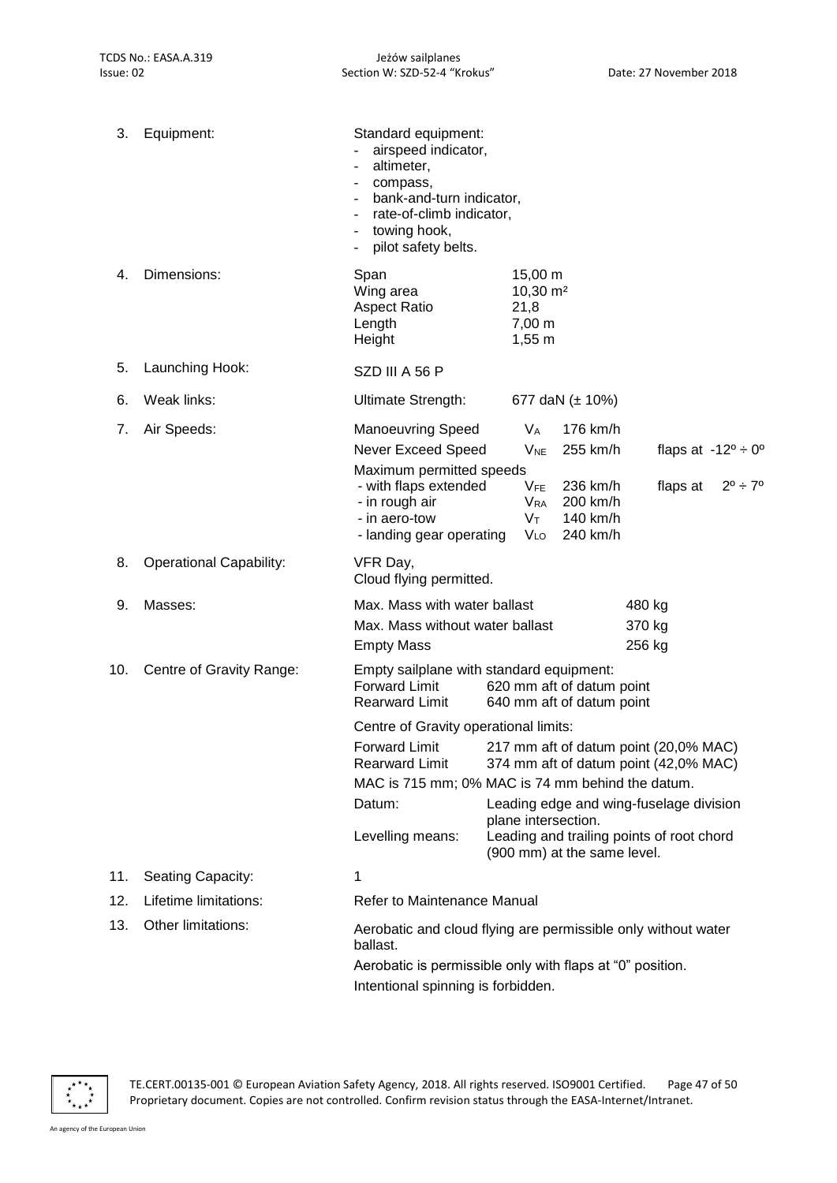3. Equipment:

Standard equipment:
- airspeed indicator,
- altimeter,
- compass,
- bank-and-turn indicator,
- rate-of-climb indicator,
- towing hook,
- pilot safety belts.

4. Dimensions:

| | |
|---|---|
| Span | 15,00 m |
| Wing area | 10,30 m² |
| Aspect Ratio | 21,8 |
| Length | 7,00 m |
| Height | 1,55 m |

5. Launching Hook: SZD III A 56 P

6. Weak links: Ultimate Strength: 677 daN (± 10%)

7. Air Speeds:

| | | | |
|---|---|---|---|
| Manoeuvring Speed | $V_A$ | 176 km/h | |
| Never Exceed Speed | $V_{NE}$ | 255 km/h | flaps at -12º ÷ 0º |
| Maximum permitted speeds | | | |
| - with flaps extended | $V_{FE}$ | 236 km/h | flaps at 2º ÷ 7º |
| - in rough air | $V_{RA}$ | 200 km/h | |
| - in aero-tow | $V_T$ | 140 km/h | |
| - landing gear operating | $V_{LO}$ | 240 km/h | |

8. Operational Capability:

VFR Day,
Cloud flying permitted.

9. Masses:

| | |
|---|---|
| Max. Mass with water ballast | 480 kg |
| Max. Mass without water ballast | 370 kg |
| Empty Mass | 256 kg |

10. Centre of Gravity Range:

Empty sailplane with standard equipment:

| | |
|---|---|
| Forward Limit | 620 mm aft of datum point |
| Rearward Limit | 640 mm aft of datum point |

Centre of Gravity operational limits:

| | |
|---|---|
| Forward Limit | 217 mm aft of datum point (20,0% MAC) |
| Rearward Limit | 374 mm aft of datum point (42,0% MAC) |

MAC is 715 mm; 0% MAC is 74 mm behind the datum.

| | |
|---|---|
| Datum: | Leading edge and wing-fuselage division plane intersection. |
| Levelling means: | Leading and trailing points of root chord (900 mm) at the same level. |

11. Seating Capacity: 1

12. Lifetime limitations: Refer to Maintenance Manual

13. Other limitations:

Aerobatic and cloud flying are permissible only without water ballast.

Aerobatic is permissible only with flaps at "0" position.

Intentional spinning is forbidden.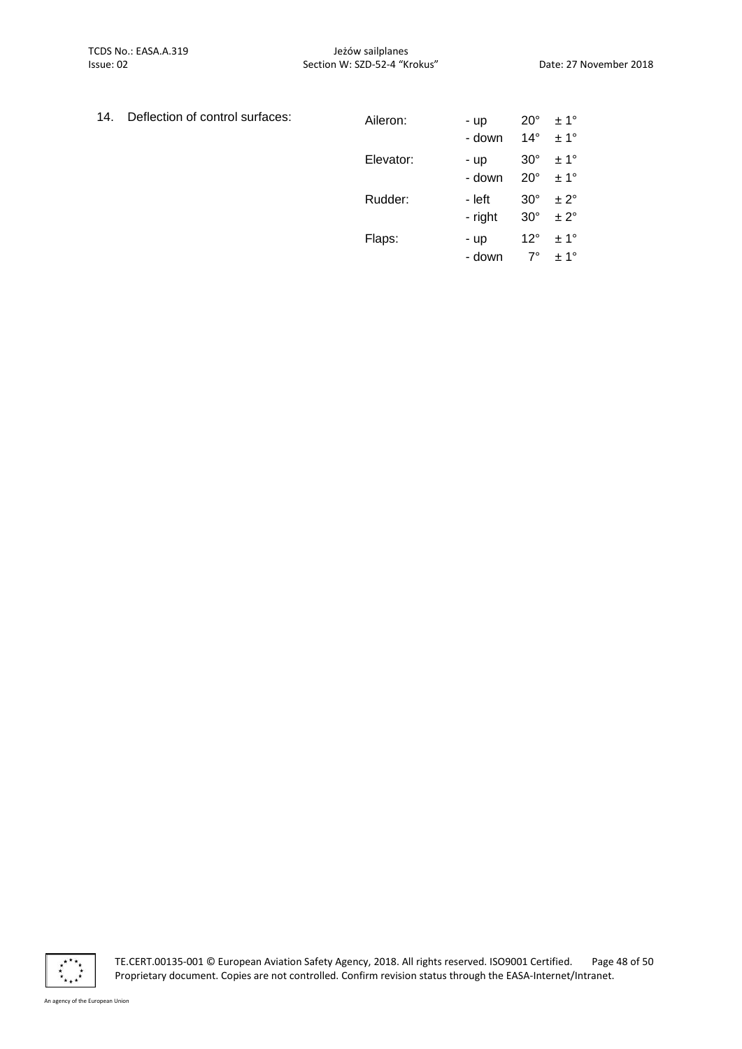14. Deflection of control surfaces:

| | | | |
|---|---|---|---|
| Aileron: | - up | 20° | ± 1° |
| | - down | 14° | ± 1° |
| Elevator: | - up | 30° | ± 1° |
| | - down | 20° | ± 1° |
| Rudder: | - left | 30° | ± 2° |
| | - right | 30° | ± 2° |
| Flaps: | - up | 12° | ± 1° |
| | - down | 7° | ± 1° |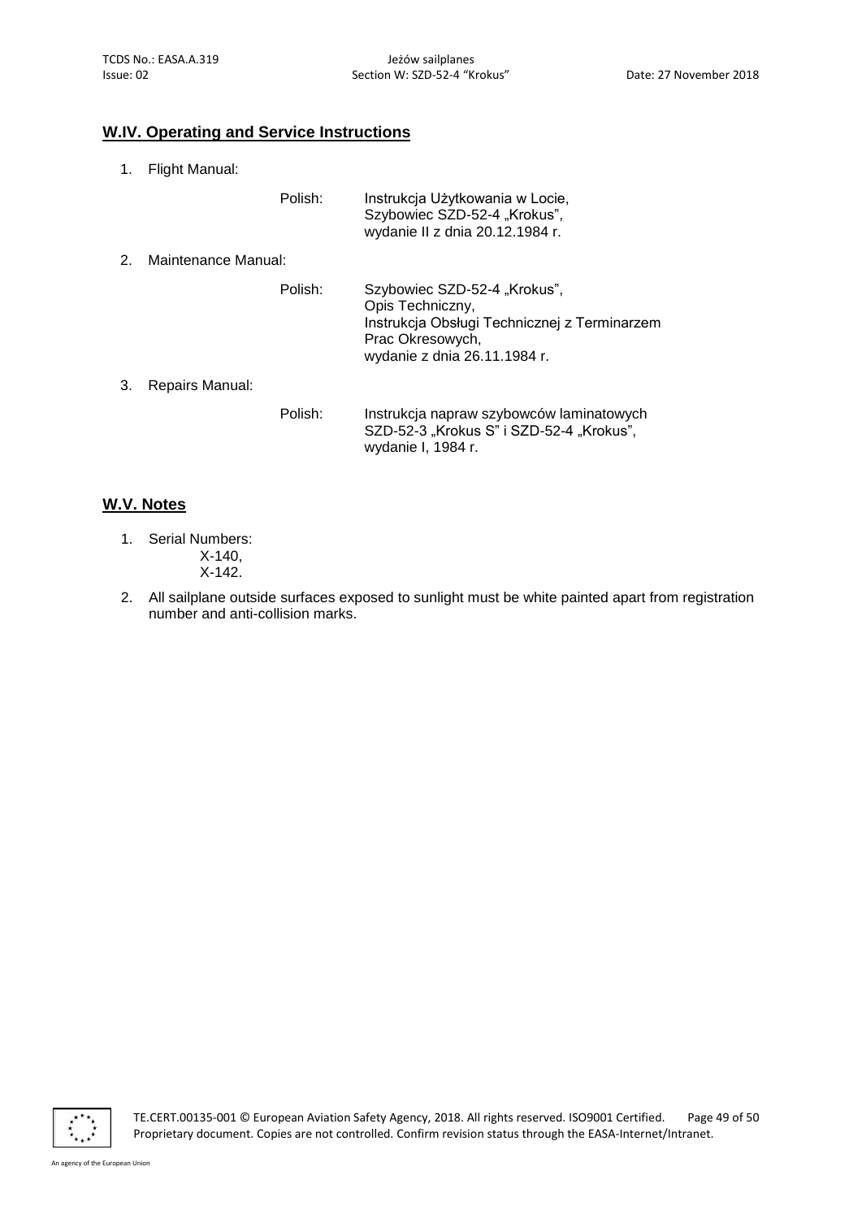## W.IV. Operating and Service Instructions

1. Flight Manual:

   Polish: Instrukcja Użytkowania w Locie,
   Szybowiec SZD-52-4 „Krokus",
   wydanie II z dnia 20.12.1984 r.

2. Maintenance Manual:

   Polish: Szybowiec SZD-52-4 „Krokus",
   Opis Techniczny,
   Instrukcja Obsługi Technicznej z Terminarzem
   Prac Okresowych,
   wydanie z dnia 26.11.1984 r.

3. Repairs Manual:

   Polish: Instrukcja napraw szybowców laminatowych
   SZD-52-3 „Krokus S" i SZD-52-4 „Krokus",
   wydanie I, 1984 r.

## W.V. Notes

1. Serial Numbers:
   X-140,
   X-142.
2. All sailplane outside surfaces exposed to sunlight must be white painted apart from registration number and anti-collision marks.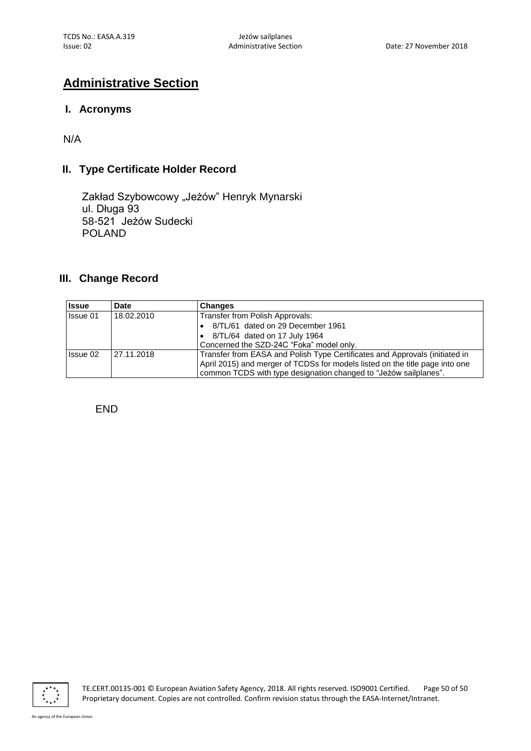# Administrative Section

## I. Acronyms

N/A

## II. Type Certificate Holder Record

Zakład Szybowcowy „Jeżów" Henryk Mynarski
ul. Długa 93
58-521 Jeżów Sudecki
POLAND

## III. Change Record

| Issue | Date | Changes |
|---|---|---|
| Issue 01 | 18.02.2010 | Transfer from Polish Approvals:<br>• 8/TL/61 dated on 29 December 1961<br>• 8/TL/64 dated on 17 July 1964<br>Concerned the SZD-24C "Foka" model only. |
| Issue 02 | 27.11.2018 | Transfer from EASA and Polish Type Certificates and Approvals (initiated in April 2015) and merger of TCDSs for models listed on the title page into one common TCDS with type designation changed to "Jeżów sailplanes". |

END